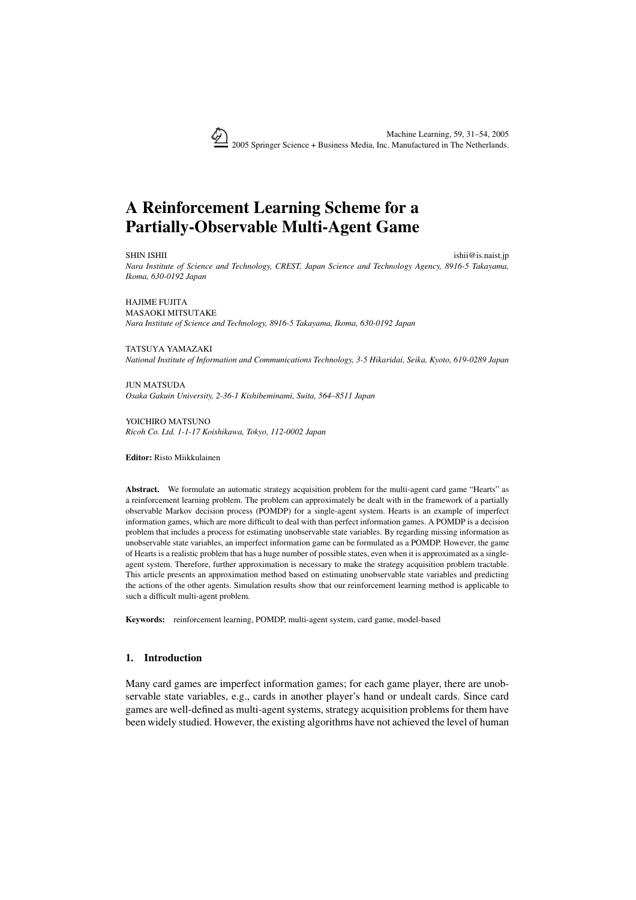# A Reinforcement Learning Scheme for a Partially-Observable Multi-Agent Game

SHIN ISHII ishii@is.naist.jp
*Nara Institute of Science and Technology, CREST, Japan Science and Technology Agency, 8916-5 Takayama, Ikoma, 630-0192 Japan*

HAJIME FUJITA
MASAOKI MITSUTAKE
*Nara Institute of Science and Technology, 8916-5 Takayama, Ikoma, 630-0192 Japan*

TATSUYA YAMAZAKI
*National Institute of Information and Communications Technology, 3-5 Hikaridai, Seika, Kyoto, 619-0289 Japan*

JUN MATSUDA
*Osaka Gakuin University, 2-36-1 Kishibeminami, Suita, 564–8511 Japan*

YOICHIRO MATSUNO
*Ricoh Co. Ltd. 1-1-17 Koishikawa, Tokyo, 112-0002 Japan*

**Editor:** Risto Miikkulainen

**Abstract.** We formulate an automatic strategy acquisition problem for the multi-agent card game "Hearts" as a reinforcement learning problem. The problem can approximately be dealt with in the framework of a partially observable Markov decision process (POMDP) for a single-agent system. Hearts is an example of imperfect information games, which are more difficult to deal with than perfect information games. A POMDP is a decision problem that includes a process for estimating unobservable state variables. By regarding missing information as unobservable state variables, an imperfect information game can be formulated as a POMDP. However, the game of Hearts is a realistic problem that has a huge number of possible states, even when it is approximated as a single-agent system. Therefore, further approximation is necessary to make the strategy acquisition problem tractable. This article presents an approximation method based on estimating unobservable state variables and predicting the actions of the other agents. Simulation results show that our reinforcement learning method is applicable to such a difficult multi-agent problem.

**Keywords:** reinforcement learning, POMDP, multi-agent system, card game, model-based

## 1. Introduction

Many card games are imperfect information games; for each game player, there are unobservable state variables, e.g., cards in another player's hand or undealt cards. Since card games are well-defined as multi-agent systems, strategy acquisition problems for them have been widely studied. However, the existing algorithms have not achieved the level of human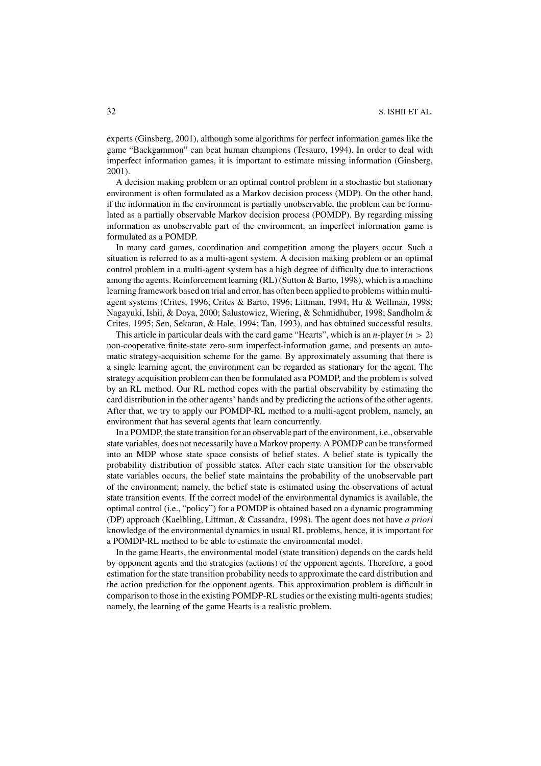experts (Ginsberg, 2001), although some algorithms for perfect information games like the game "Backgammon" can beat human champions (Tesauro, 1994). In order to deal with imperfect information games, it is important to estimate missing information (Ginsberg, 2001).

A decision making problem or an optimal control problem in a stochastic but stationary environment is often formulated as a Markov decision process (MDP). On the other hand, if the information in the environment is partially unobservable, the problem can be formulated as a partially observable Markov decision process (POMDP). By regarding missing information as unobservable part of the environment, an imperfect information game is formulated as a POMDP.

In many card games, coordination and competition among the players occur. Such a situation is referred to as a multi-agent system. A decision making problem or an optimal control problem in a multi-agent system has a high degree of difficulty due to interactions among the agents. Reinforcement learning (RL) (Sutton & Barto, 1998), which is a machine learning framework based on trial and error, has often been applied to problems within multi-agent systems (Crites, 1996; Crites & Barto, 1996; Littman, 1994; Hu & Wellman, 1998; Nagayuki, Ishii, & Doya, 2000; Salustowicz, Wiering, & Schmidhuber, 1998; Sandholm & Crites, 1995; Sen, Sekaran, & Hale, 1994; Tan, 1993), and has obtained successful results.

This article in particular deals with the card game "Hearts", which is an $n$-player ($n > 2$) non-cooperative finite-state zero-sum imperfect-information game, and presents an automatic strategy-acquisition scheme for the game. By approximately assuming that there is a single learning agent, the environment can be regarded as stationary for the agent. The strategy acquisition problem can then be formulated as a POMDP, and the problem is solved by an RL method. Our RL method copes with the partial observability by estimating the card distribution in the other agents' hands and by predicting the actions of the other agents. After that, we try to apply our POMDP-RL method to a multi-agent problem, namely, an environment that has several agents that learn concurrently.

In a POMDP, the state transition for an observable part of the environment, i.e., observable state variables, does not necessarily have a Markov property. A POMDP can be transformed into an MDP whose state space consists of belief states. A belief state is typically the probability distribution of possible states. After each state transition for the observable state variables occurs, the belief state maintains the probability of the unobservable part of the environment; namely, the belief state is estimated using the observations of actual state transition events. If the correct model of the environmental dynamics is available, the optimal control (i.e., "policy") for a POMDP is obtained based on a dynamic programming (DP) approach (Kaelbling, Littman, & Cassandra, 1998). The agent does not have *a priori* knowledge of the environmental dynamics in usual RL problems, hence, it is important for a POMDP-RL method to be able to estimate the environmental model.

In the game Hearts, the environmental model (state transition) depends on the cards held by opponent agents and the strategies (actions) of the opponent agents. Therefore, a good estimation for the state transition probability needs to approximate the card distribution and the action prediction for the opponent agents. This approximation problem is difficult in comparison to those in the existing POMDP-RL studies or the existing multi-agents studies; namely, the learning of the game Hearts is a realistic problem.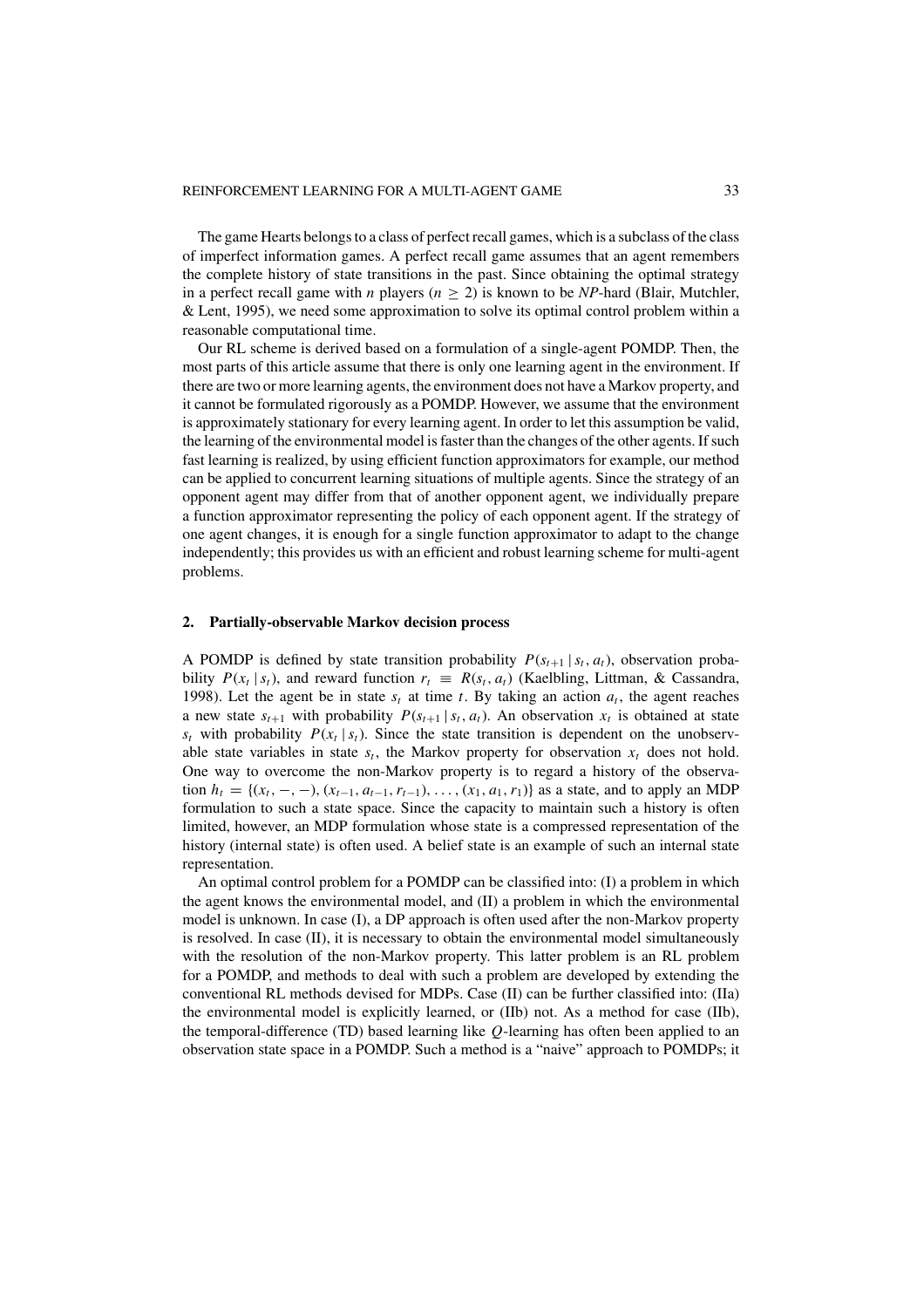The game Hearts belongs to a class of perfect recall games, which is a subclass of the class of imperfect information games. A perfect recall game assumes that an agent remembers the complete history of state transitions in the past. Since obtaining the optimal strategy in a perfect recall game with $n$ players ($n \geq 2$) is known to be *NP*-hard (Blair, Mutchler, & Lent, 1995), we need some approximation to solve its optimal control problem within a reasonable computational time.

Our RL scheme is derived based on a formulation of a single-agent POMDP. Then, the most parts of this article assume that there is only one learning agent in the environment. If there are two or more learning agents, the environment does not have a Markov property, and it cannot be formulated rigorously as a POMDP. However, we assume that the environment is approximately stationary for every learning agent. In order to let this assumption be valid, the learning of the environmental model is faster than the changes of the other agents. If such fast learning is realized, by using efficient function approximators for example, our method can be applied to concurrent learning situations of multiple agents. Since the strategy of an opponent agent may differ from that of another opponent agent, we individually prepare a function approximator representing the policy of each opponent agent. If the strategy of one agent changes, it is enough for a single function approximator to adapt to the change independently; this provides us with an efficient and robust learning scheme for multi-agent problems.

## 2. Partially-observable Markov decision process

A POMDP is defined by state transition probability $P(s_{t+1} \mid s_t, a_t)$, observation probability $P(x_t \mid s_t)$, and reward function $r_t \equiv R(s_t, a_t)$ (Kaelbling, Littman, & Cassandra, 1998). Let the agent be in state $s_t$ at time $t$. By taking an action $a_t$, the agent reaches a new state $s_{t+1}$ with probability $P(s_{t+1} \mid s_t, a_t)$. An observation $x_t$ is obtained at state $s_t$ with probability $P(x_t \mid s_t)$. Since the state transition is dependent on the unobservable state variables in state $s_t$, the Markov property for observation $x_t$ does not hold. One way to overcome the non-Markov property is to regard a history of the observation $h_t = \{(x_t, -, -), (x_{t-1}, a_{t-1}, r_{t-1}), \ldots, (x_1, a_1, r_1)\}$ as a state, and to apply an MDP formulation to such a state space. Since the capacity to maintain such a history is often limited, however, an MDP formulation whose state is a compressed representation of the history (internal state) is often used. A belief state is an example of such an internal state representation.

An optimal control problem for a POMDP can be classified into: (I) a problem in which the agent knows the environmental model, and (II) a problem in which the environmental model is unknown. In case (I), a DP approach is often used after the non-Markov property is resolved. In case (II), it is necessary to obtain the environmental model simultaneously with the resolution of the non-Markov property. This latter problem is an RL problem for a POMDP, and methods to deal with such a problem are developed by extending the conventional RL methods devised for MDPs. Case (II) can be further classified into: (IIa) the environmental model is explicitly learned, or (IIb) not. As a method for case (IIb), the temporal-difference (TD) based learning like $Q$-learning has often been applied to an observation state space in a POMDP. Such a method is a "naive" approach to POMDPs; it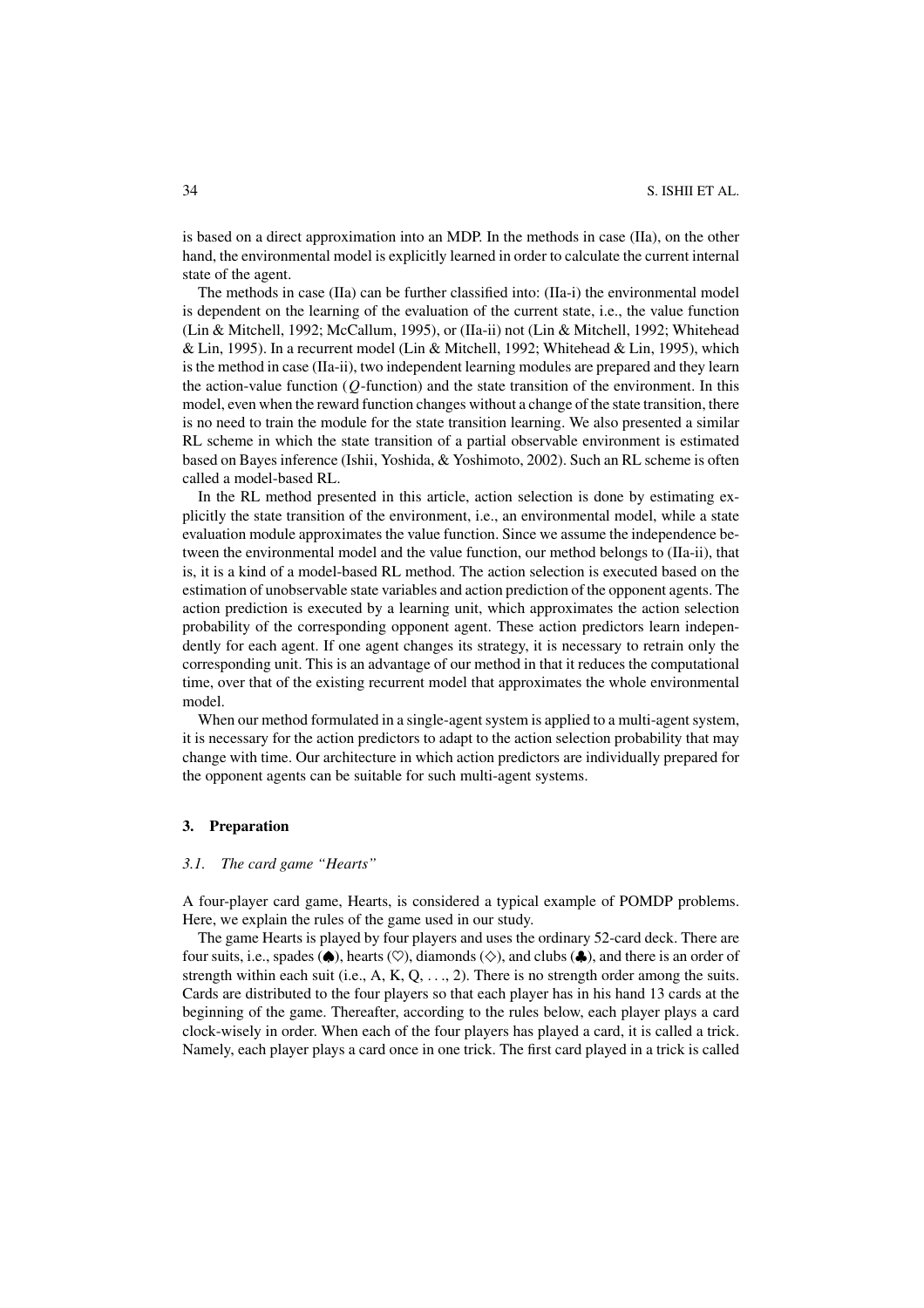is based on a direct approximation into an MDP. In the methods in case (IIa), on the other hand, the environmental model is explicitly learned in order to calculate the current internal state of the agent.

The methods in case (IIa) can be further classified into: (IIa-i) the environmental model is dependent on the learning of the evaluation of the current state, i.e., the value function (Lin & Mitchell, 1992; McCallum, 1995), or (IIa-ii) not (Lin & Mitchell, 1992; Whitehead & Lin, 1995). In a recurrent model (Lin & Mitchell, 1992; Whitehead & Lin, 1995), which is the method in case (IIa-ii), two independent learning modules are prepared and they learn the action-value function ($Q$-function) and the state transition of the environment. In this model, even when the reward function changes without a change of the state transition, there is no need to train the module for the state transition learning. We also presented a similar RL scheme in which the state transition of a partial observable environment is estimated based on Bayes inference (Ishii, Yoshida, & Yoshimoto, 2002). Such an RL scheme is often called a model-based RL.

In the RL method presented in this article, action selection is done by estimating explicitly the state transition of the environment, i.e., an environmental model, while a state evaluation module approximates the value function. Since we assume the independence between the environmental model and the value function, our method belongs to (IIa-ii), that is, it is a kind of a model-based RL method. The action selection is executed based on the estimation of unobservable state variables and action prediction of the opponent agents. The action prediction is executed by a learning unit, which approximates the action selection probability of the corresponding opponent agent. These action predictors learn independently for each agent. If one agent changes its strategy, it is necessary to retrain only the corresponding unit. This is an advantage of our method in that it reduces the computational time, over that of the existing recurrent model that approximates the whole environmental model.

When our method formulated in a single-agent system is applied to a multi-agent system, it is necessary for the action predictors to adapt to the action selection probability that may change with time. Our architecture in which action predictors are individually prepared for the opponent agents can be suitable for such multi-agent systems.

## 3. Preparation

### *3.1. The card game "Hearts"*

A four-player card game, Hearts, is considered a typical example of POMDP problems. Here, we explain the rules of the game used in our study.

The game Hearts is played by four players and uses the ordinary 52-card deck. There are four suits, i.e., spades (♠), hearts (♡), diamonds (♢), and clubs (♣), and there is an order of strength within each suit (i.e., A, K, Q, . . ., 2). There is no strength order among the suits. Cards are distributed to the four players so that each player has in his hand 13 cards at the beginning of the game. Thereafter, according to the rules below, each player plays a card clock-wisely in order. When each of the four players has played a card, it is called a trick. Namely, each player plays a card once in one trick. The first card played in a trick is called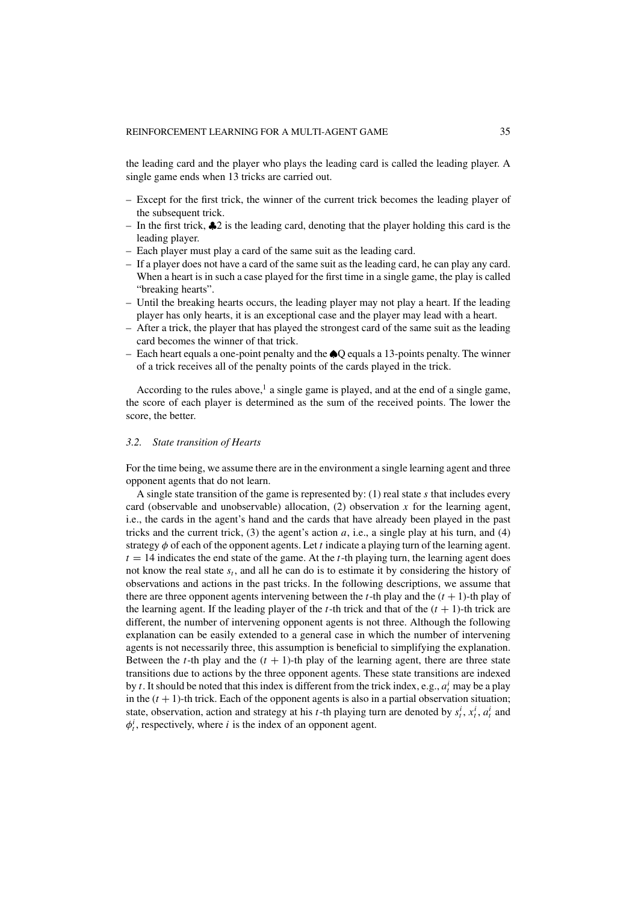the leading card and the player who plays the leading card is called the leading player. A single game ends when 13 tricks are carried out.

- Except for the first trick, the winner of the current trick becomes the leading player of the subsequent trick.
- In the first trick, ♣2 is the leading card, denoting that the player holding this card is the leading player.
- Each player must play a card of the same suit as the leading card.
- If a player does not have a card of the same suit as the leading card, he can play any card. When a heart is in such a case played for the first time in a single game, the play is called "breaking hearts".
- Until the breaking hearts occurs, the leading player may not play a heart. If the leading player has only hearts, it is an exceptional case and the player may lead with a heart.
- After a trick, the player that has played the strongest card of the same suit as the leading card becomes the winner of that trick.
- Each heart equals a one-point penalty and the ♠Q equals a 13-points penalty. The winner of a trick receives all of the penalty points of the cards played in the trick.

According to the rules above,[1] a single game is played, and at the end of a single game, the score of each player is determined as the sum of the received points. The lower the score, the better.

### 3.2. *State transition of Hearts*

For the time being, we assume there are in the environment a single learning agent and three opponent agents that do not learn.

A single state transition of the game is represented by: (1) real state $s$ that includes every card (observable and unobservable) allocation, (2) observation $x$ for the learning agent, i.e., the cards in the agent's hand and the cards that have already been played in the past tricks and the current trick, (3) the agent's action $a$, i.e., a single play at his turn, and (4) strategy $\phi$ of each of the opponent agents. Let $t$ indicate a playing turn of the learning agent. $t = 14$ indicates the end state of the game. At the $t$-th playing turn, the learning agent does not know the real state $s_t$, and all he can do is to estimate it by considering the history of observations and actions in the past tricks. In the following descriptions, we assume that there are three opponent agents intervening between the $t$-th play and the $(t+1)$-th play of the learning agent. If the leading player of the $t$-th trick and that of the $(t+1)$-th trick are different, the number of intervening opponent agents is not three. Although the following explanation can be easily extended to a general case in which the number of intervening agents is not necessarily three, this assumption is beneficial to simplifying the explanation. Between the $t$-th play and the $(t+1)$-th play of the learning agent, there are three state transitions due to actions by the three opponent agents. These state transitions are indexed by $t$. It should be noted that this index is different from the trick index, e.g., $a_t^i$ may be a play in the $(t+1)$-th trick. Each of the opponent agents is also in a partial observation situation; state, observation, action and strategy at his $t$-th playing turn are denoted by $s_t^i$, $x_t^i$, $a_t^i$ and $\phi_t^i$, respectively, where $i$ is the index of an opponent agent.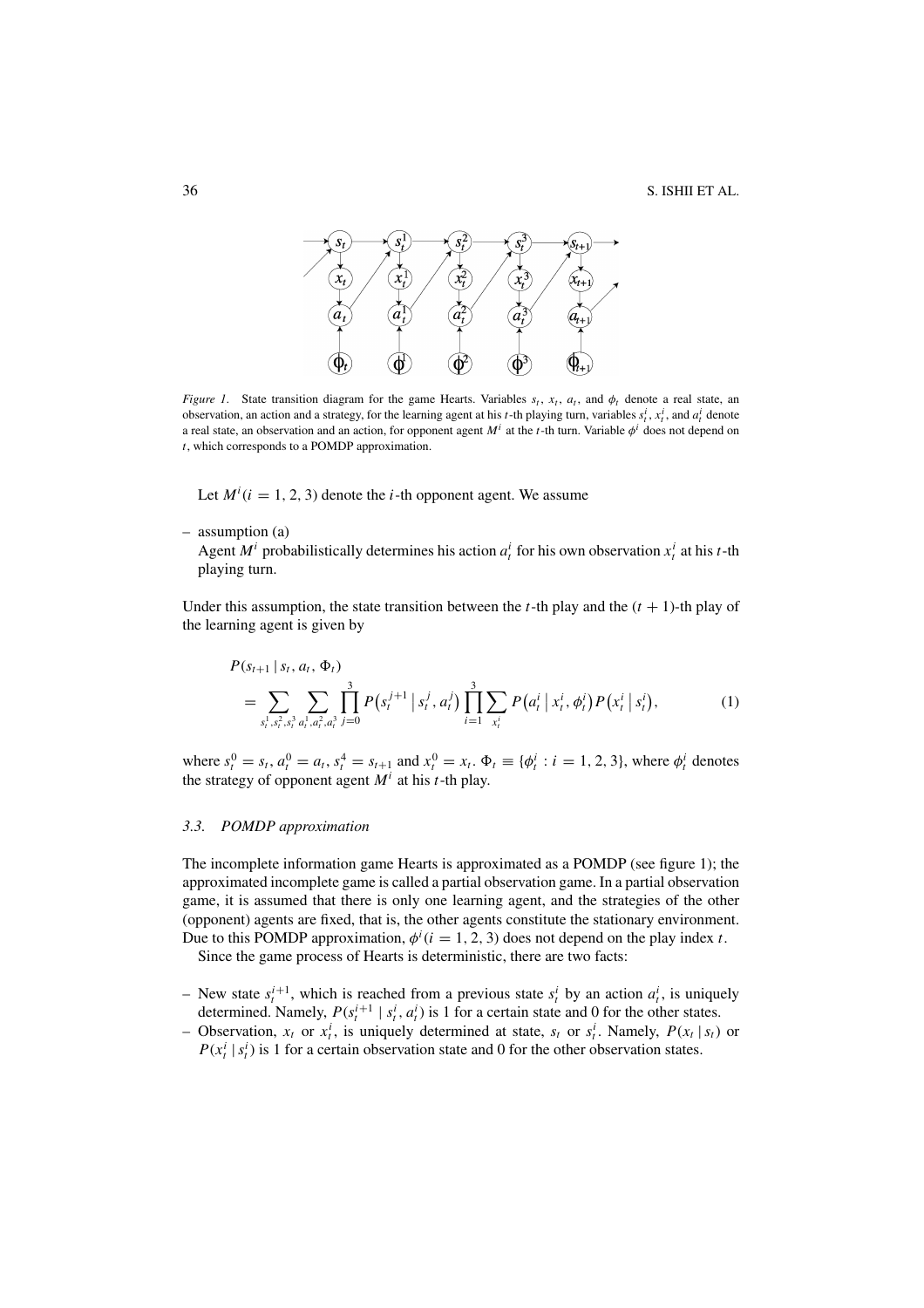*Figure 1.* State transition diagram for the game Hearts. Variables $s_t$, $x_t$, $a_t$, and $\phi_t$ denote a real state, an observation, an action and a strategy, for the learning agent at his $t$-th playing turn, variables $s_t^i$, $x_t^i$, and $a_t^i$ denote a real state, an observation and an action, for opponent agent $M^i$ at the $t$-th turn. Variable $\phi^i$ does not depend on $t$, which corresponds to a POMDP approximation.

Let $M^i (i = 1, 2, 3)$ denote the $i$-th opponent agent. We assume

– assumption (a)
 Agent $M^i$ probabilistically determines his action $a_t^i$ for his own observation $x_t^i$ at his $t$-th playing turn.

Under this assumption, the state transition between the $t$-th play and the $(t+1)$-th play of the learning agent is given by

$$P(s_{t+1} \mid s_t, a_t, \Phi_t) = \sum_{s_t^1, s_t^2, s_t^3} \sum_{a_t^1, a_t^2, a_t^3} \prod_{j=0}^{3} P\left(s_t^{j+1} \mid s_t^j, a_t^j\right) \prod_{i=1}^{3} \sum_{x_t^i} P\left(a_t^i \mid x_t^i, \phi_t^i\right) P\left(x_t^i \mid s_t^i\right), \tag{1}$$

where $s_t^0 = s_t$, $a_t^0 = a_t$, $s_t^4 = s_{t+1}$ and $x_t^0 = x_t$. $\Phi_t \equiv \{\phi_t^i : i = 1, 2, 3\}$, where $\phi_t^i$ denotes the strategy of opponent agent $M^i$ at his $t$-th play.

### 3.3. *POMDP approximation*

The incomplete information game Hearts is approximated as a POMDP (see figure 1); the approximated incomplete game is called a partial observation game. In a partial observation game, it is assumed that there is only one learning agent, and the strategies of the other (opponent) agents are fixed, that is, the other agents constitute the stationary environment. Due to this POMDP approximation, $\phi^i (i = 1, 2, 3)$ does not depend on the play index $t$.

Since the game process of Hearts is deterministic, there are two facts:

– New state $s_t^{i+1}$, which is reached from a previous state $s_t^i$ by an action $a_t^i$, is uniquely determined. Namely, $P(s_t^{i+1} \mid s_t^i, a_t^i)$ is 1 for a certain state and 0 for the other states.
– Observation, $x_t$ or $x_t^i$, is uniquely determined at state, $s_t$ or $s_t^i$. Namely, $P(x_t \mid s_t)$ or $P(x_t^i \mid s_t^i)$ is 1 for a certain observation state and 0 for the other observation states.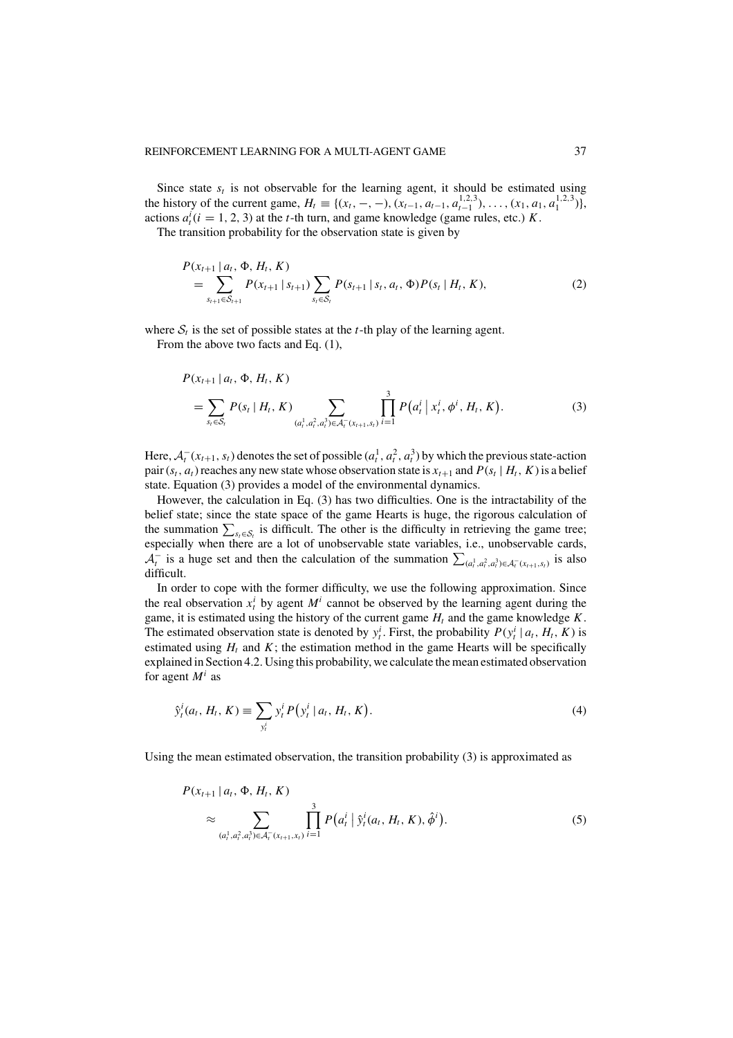Since state $s_t$ is not observable for the learning agent, it should be estimated using the history of the current game, $H_t \equiv \{(x_t, -, -), (x_{t-1}, a_{t-1}, a_{t-1}^{1,2,3}), \ldots, (x_1, a_1, a_1^{1,2,3})\}$, actions $a_t^i (i = 1, 2, 3)$ at the $t$-th turn, and game knowledge (game rules, etc.) $K$.

The transition probability for the observation state is given by

$$
\begin{aligned}
&P(x_{t+1} \mid a_t, \Phi, H_t, K) \\
&\quad = \sum_{s_{t+1} \in \mathcal{S}_{t+1}} P(x_{t+1} \mid s_{t+1}) \sum_{s_t \in \mathcal{S}_t} P(s_{t+1} \mid s_t, a_t, \Phi) P(s_t \mid H_t, K),
\end{aligned} \tag{2}
$$

where $\mathcal{S}_t$ is the set of possible states at the $t$-th play of the learning agent.

From the above two facts and Eq. (1),

$$
\begin{aligned}
&P(x_{t+1} \mid a_t, \Phi, H_t, K) \\
&\quad = \sum_{s_t \in \mathcal{S}_t} P(s_t \mid H_t, K) \sum_{(a_t^1, a_t^2, a_t^3) \in \mathcal{A}_t^-(x_{t+1}, s_t)} \prod_{i=1}^{3} P\left(a_t^i \mid x_t^i, \phi^i, H_t, K\right).
\end{aligned} \tag{3}
$$

Here, $\mathcal{A}_t^-(x_{t+1}, s_t)$ denotes the set of possible $(a_t^1, a_t^2, a_t^3)$ by which the previous state-action pair $(s_t, a_t)$ reaches any new state whose observation state is $x_{t+1}$ and $P(s_t \mid H_t, K)$ is a belief state. Equation (3) provides a model of the environmental dynamics.

However, the calculation in Eq. (3) has two difficulties. One is the intractability of the belief state; since the state space of the game Hearts is huge, the rigorous calculation of the summation $\sum_{s_t \in \mathcal{S}_t}$ is difficult. The other is the difficulty in retrieving the game tree; especially when there are a lot of unobservable state variables, i.e., unobservable cards, $\mathcal{A}_t^-$ is a huge set and then the calculation of the summation $\sum_{(a_t^1, a_t^2, a_t^3) \in \mathcal{A}_t^-(x_{t+1}, s_t)}$ is also difficult.

In order to cope with the former difficulty, we use the following approximation. Since the real observation $x_t^i$ by agent $M^i$ cannot be observed by the learning agent during the game, it is estimated using the history of the current game $H_t$ and the game knowledge $K$. The estimated observation state is denoted by $y_t^i$. First, the probability $P(y_t^i \mid a_t, H_t, K)$ is estimated using $H_t$ and $K$; the estimation method in the game Hearts will be specifically explained in Section 4.2. Using this probability, we calculate the mean estimated observation for agent $M^i$ as

$$
\hat{y}_t^i(a_t, H_t, K) \equiv \sum_{y_t^i} y_t^i P\left(y_t^i \mid a_t, H_t, K\right). \tag{4}
$$

Using the mean estimated observation, the transition probability (3) is approximated as

$$
\begin{aligned}
&P(x_{t+1} \mid a_t, \Phi, H_t, K) \\
&\quad \approx \sum_{(a_t^1, a_t^2, a_t^3) \in \mathcal{A}_t^-(x_{t+1}, x_t)} \prod_{i=1}^{3} P\left(a_t^i \mid \hat{y}_t^i(a_t, H_t, K), \hat{\phi}^i\right).
\end{aligned} \tag{5}
$$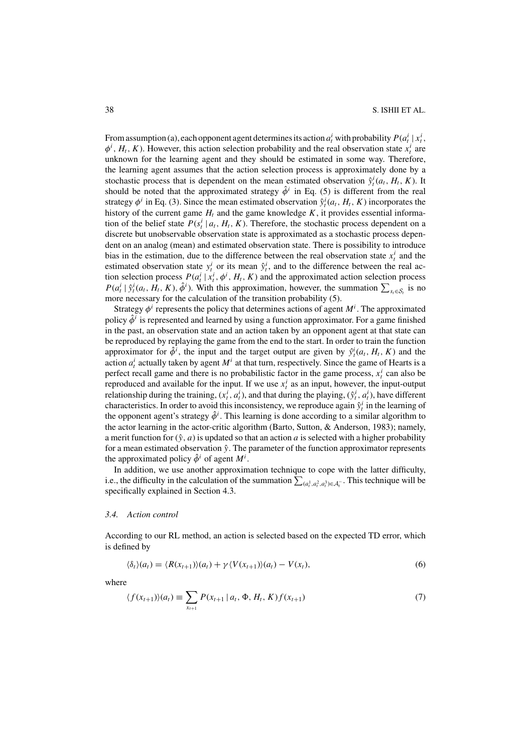From assumption (a), each opponent agent determines its action $a_t^i$ with probability $P(a_t^i \mid x_t^i, \phi^i, H_t, K)$. However, this action selection probability and the real observation state $x_t^i$ are unknown for the learning agent and they should be estimated in some way. Therefore, the learning agent assumes that the action selection process is approximately done by a stochastic process that is dependent on the mean estimated observation $\hat{y}_t^i(a_t, H_t, K)$. It should be noted that the approximated strategy $\hat{\phi}^i$ in Eq. (5) is different from the real strategy $\phi^i$ in Eq. (3). Since the mean estimated observation $\hat{y}_t^i(a_t, H_t, K)$ incorporates the history of the current game $H_t$ and the game knowledge $K$, it provides essential information of the belief state $P(s_t^i \mid a_t, H_t, K)$. Therefore, the stochastic process dependent on a discrete but unobservable observation state is approximated as a stochastic process dependent on an analog (mean) and estimated observation state. There is possibility to introduce bias in the estimation, due to the difference between the real observation state $x_t^i$ and the estimated observation state $y_t^i$ or its mean $\hat{y}_t^i$, and to the difference between the real action selection process $P(a_t^i \mid x_t^i, \phi^i, H_t, K)$ and the approximated action selection process $P(a_t^i \mid \hat{y}_t^i(a_t, H_t, K), \hat{\phi}^i)$. With this approximation, however, the summation $\sum_{s_t \in \mathcal{S}_t}$ is no more necessary for the calculation of the transition probability (5).

Strategy $\phi^i$ represents the policy that determines actions of agent $M^i$. The approximated policy $\hat{\phi}^i$ is represented and learned by using a function approximator. For a game finished in the past, an observation state and an action taken by an opponent agent at that state can be reproduced by replaying the game from the end to the start. In order to train the function approximator for $\hat{\phi}^i$, the input and the target output are given by $\hat{y}_t^i(a_t, H_t, K)$ and the action $a_t^i$ actually taken by agent $M^i$ at that turn, respectively. Since the game of Hearts is a perfect recall game and there is no probabilistic factor in the game process, $x_t^i$ can also be reproduced and available for the input. If we use $x_t^i$ as an input, however, the input-output relationship during the training, $(x_t^i, a_t^i)$, and that during the playing, $(\hat{y}_t^i, a_t^i)$, have different characteristics. In order to avoid this inconsistency, we reproduce again $\hat{y}_t^i$ in the learning of the opponent agent's strategy $\hat{\phi}^i$. This learning is done according to a similar algorithm to the actor learning in the actor-critic algorithm (Barto, Sutton, & Anderson, 1983); namely, a merit function for $(\hat{y}, a)$ is updated so that an action $a$ is selected with a higher probability for a mean estimated observation $\hat{y}$. The parameter of the function approximator represents the approximated policy $\hat{\phi}^i$ of agent $M^i$.

In addition, we use another approximation technique to cope with the latter difficulty, i.e., the difficulty in the calculation of the summation $\sum_{(a_t^1, a_t^2, a_t^3) \in \mathcal{A}_t^-}$. This technique will be specifically explained in Section 4.3.

### 3.4. Action control

According to our RL method, an action is selected based on the expected TD error, which is defined by

$$\langle \delta_t \rangle(a_t) = \langle R(x_{t+1}) \rangle(a_t) + \gamma \langle V(x_{t+1}) \rangle(a_t) - V(x_t), \tag{6}$$

where

$$\langle f(x_{t+1}) \rangle(a_t) \equiv \sum_{x_{t+1}} P(x_{t+1} \mid a_t, \Phi, H_t, K) f(x_{t+1}) \tag{7}$$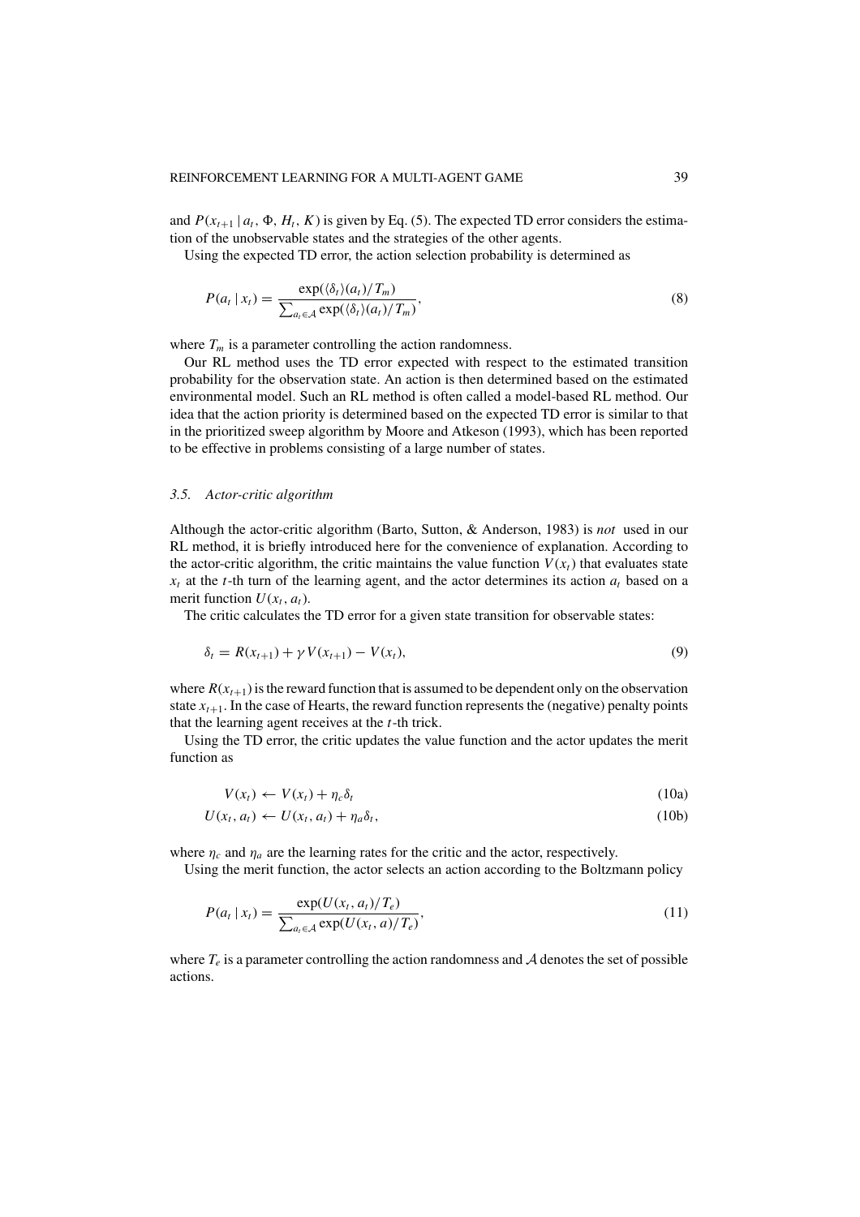and $P(x_{t+1} \mid a_t, \Phi, H_t, K)$ is given by Eq. (5). The expected TD error considers the estimation of the unobservable states and the strategies of the other agents.

Using the expected TD error, the action selection probability is determined as

$$P(a_t \mid x_t) = \frac{\exp(\langle \delta_t \rangle (a_t)/T_m)}{\sum_{a_t \in \mathcal{A}} \exp(\langle \delta_t \rangle (a_t)/T_m)}, \tag{8}$$

where $T_m$ is a parameter controlling the action randomness.

Our RL method uses the TD error expected with respect to the estimated transition probability for the observation state. An action is then determined based on the estimated environmental model. Such an RL method is often called a model-based RL method. Our idea that the action priority is determined based on the expected TD error is similar to that in the prioritized sweep algorithm by Moore and Atkeson (1993), which has been reported to be effective in problems consisting of a large number of states.

### 3.5. Actor-critic algorithm

Although the actor-critic algorithm (Barto, Sutton, & Anderson, 1983) is *not* used in our RL method, it is briefly introduced here for the convenience of explanation. According to the actor-critic algorithm, the critic maintains the value function $V(x_t)$ that evaluates state $x_t$ at the $t$-th turn of the learning agent, and the actor determines its action $a_t$ based on a merit function $U(x_t, a_t)$.

The critic calculates the TD error for a given state transition for observable states:

$$\delta_t = R(x_{t+1}) + \gamma V(x_{t+1}) - V(x_t), \tag{9}$$

where $R(x_{t+1})$ is the reward function that is assumed to be dependent only on the observation state $x_{t+1}$. In the case of Hearts, the reward function represents the (negative) penalty points that the learning agent receives at the $t$-th trick.

Using the TD error, the critic updates the value function and the actor updates the merit function as

$$V(x_t) \leftarrow V(x_t) + \eta_c \delta_t \tag{10a}$$

$$U(x_t, a_t) \leftarrow U(x_t, a_t) + \eta_a \delta_t, \tag{10b}$$

where $\eta_c$ and $\eta_a$ are the learning rates for the critic and the actor, respectively.

Using the merit function, the actor selects an action according to the Boltzmann policy

$$P(a_t \mid x_t) = \frac{\exp(U(x_t, a_t)/T_e)}{\sum_{a_t \in \mathcal{A}} \exp(U(x_t, a)/T_e)}, \tag{11}$$

where $T_e$ is a parameter controlling the action randomness and $\mathcal{A}$ denotes the set of possible actions.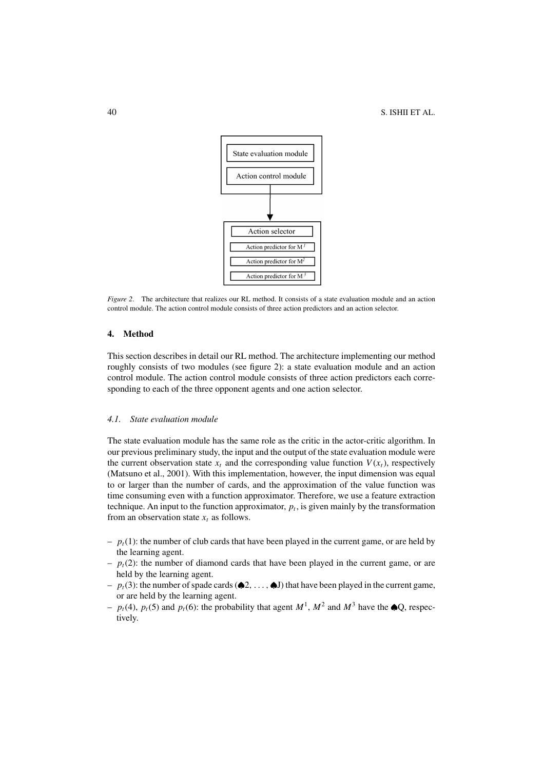State evaluation module

Action control module

Action selector

Action predictor for $M^1$

Action predictor for $M^2$

Action predictor for $M^3$

*Figure 2.* The architecture that realizes our RL method. It consists of a state evaluation module and an action control module. The action control module consists of three action predictors and an action selector.

## 4. Method

This section describes in detail our RL method. The architecture implementing our method roughly consists of two modules (see figure 2): a state evaluation module and an action control module. The action control module consists of three action predictors each corresponding to each of the three opponent agents and one action selector.

### *4.1. State evaluation module*

The state evaluation module has the same role as the critic in the actor-critic algorithm. In our previous preliminary study, the input and the output of the state evaluation module were the current observation state $x_t$ and the corresponding value function $V(x_t)$, respectively (Matsuno et al., 2001). With this implementation, however, the input dimension was equal to or larger than the number of cards, and the approximation of the value function was time consuming even with a function approximator. Therefore, we use a feature extraction technique. An input to the function approximator, $p_t$, is given mainly by the transformation from an observation state $x_t$ as follows.

- $p_t(1)$: the number of club cards that have been played in the current game, or are held by the learning agent.
- $p_t(2)$: the number of diamond cards that have been played in the current game, or are held by the learning agent.
- $p_t(3)$: the number of spade cards (♠2, ..., ♠J) that have been played in the current game, or are held by the learning agent.
- $p_t(4)$, $p_t(5)$ and $p_t(6)$: the probability that agent $M^1$, $M^2$ and $M^3$ have the ♠Q, respectively.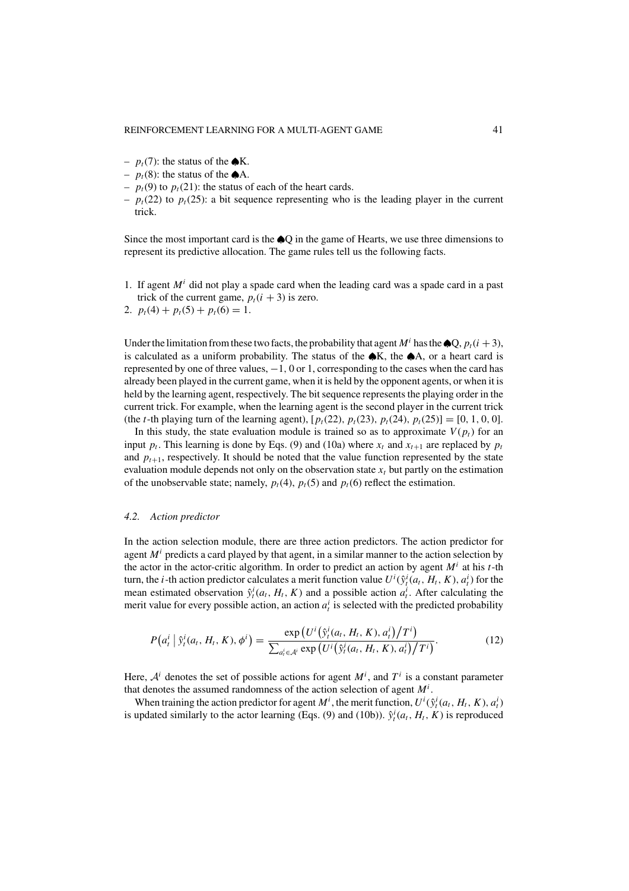- $p_t(7)$: the status of the ♠K.
- $p_t(8)$: the status of the ♠A.
- $p_t(9)$ to $p_t(21)$: the status of each of the heart cards.
- $p_t(22)$ to $p_t(25)$: a bit sequence representing who is the leading player in the current trick.

Since the most important card is the ♠Q in the game of Hearts, we use three dimensions to represent its predictive allocation. The game rules tell us the following facts.

1. If agent $M^i$ did not play a spade card when the leading card was a spade card in a past trick of the current game, $p_t(i+3)$ is zero.
2. $p_t(4) + p_t(5) + p_t(6) = 1$.

Under the limitation from these two facts, the probability that agent $M^i$ has the ♠Q, $p_t(i+3)$, is calculated as a uniform probability. The status of the ♠K, the ♠A, or a heart card is represented by one of three values, $-1$, 0 or 1, corresponding to the cases when the card has already been played in the current game, when it is held by the opponent agents, or when it is held by the learning agent, respectively. The bit sequence represents the playing order in the current trick. For example, when the learning agent is the second player in the current trick (the $t$-th playing turn of the learning agent), $[p_t(22), p_t(23), p_t(24), p_t(25)] = [0, 1, 0, 0]$.

In this study, the state evaluation module is trained so as to approximate $V(p_t)$ for an input $p_t$. This learning is done by Eqs. (9) and (10a) where $x_t$ and $x_{t+1}$ are replaced by $p_t$ and $p_{t+1}$, respectively. It should be noted that the value function represented by the state evaluation module depends not only on the observation state $x_t$ but partly on the estimation of the unobservable state; namely, $p_t(4)$, $p_t(5)$ and $p_t(6)$ reflect the estimation.

### 4.2. *Action predictor*

In the action selection module, there are three action predictors. The action predictor for agent $M^i$ predicts a card played by that agent, in a similar manner to the action selection by the actor in the actor-critic algorithm. In order to predict an action by agent $M^i$ at his $t$-th turn, the $i$-th action predictor calculates a merit function value $U^i(\hat{y}_t^i(a_t, H_t, K), a_t^i)$ for the mean estimated observation $\hat{y}_t^i(a_t, H_t, K)$ and a possible action $a_t^i$. After calculating the merit value for every possible action, an action $a_t^i$ is selected with the predicted probability

$$P\left(a_t^i \mid \hat{y}_t^i(a_t, H_t, K), \phi^i\right) = \frac{\exp\left(U^i\left(\hat{y}_t^i(a_t, H_t, K), a_t^i\right) \big/ T^i\right)}{\sum_{a_t^i \in \mathcal{A}^i} \exp\left(U^i\left(\hat{y}_t^i(a_t, H_t, K), a_t^i\right) \big/ T^i\right)}. \tag{12}$$

Here, $\mathcal{A}^i$ denotes the set of possible actions for agent $M^i$, and $T^i$ is a constant parameter that denotes the assumed randomness of the action selection of agent $M^i$.

When training the action predictor for agent $M^i$, the merit function, $U^i(\hat{y}_t^i(a_t, H_t, K), a_t^i)$ is updated similarly to the actor learning (Eqs. (9) and (10b)). $\hat{y}_t^i(a_t, H_t, K)$ is reproduced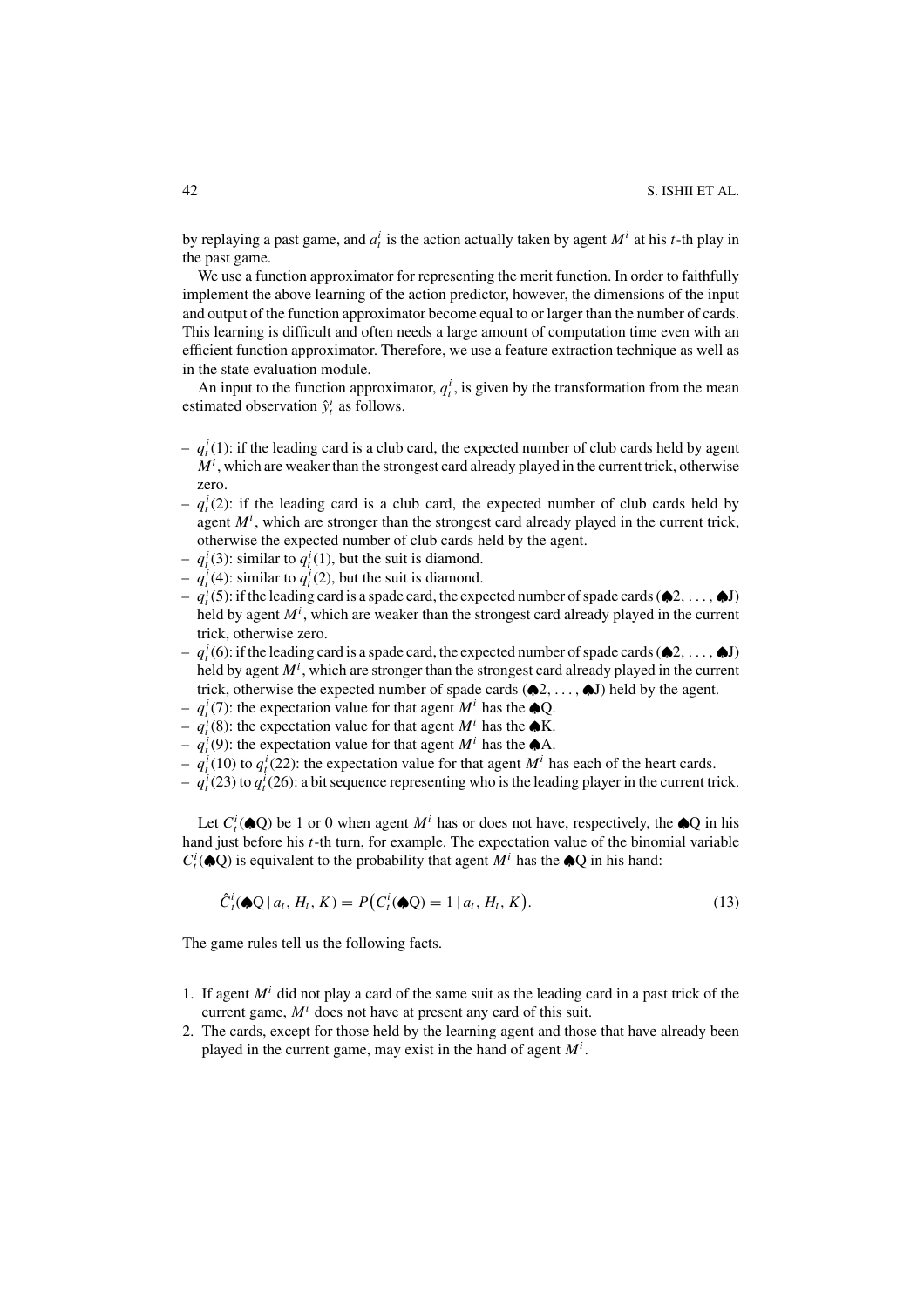by replaying a past game, and $a_t^i$ is the action actually taken by agent $M^i$ at his $t$-th play in the past game.

We use a function approximator for representing the merit function. In order to faithfully implement the above learning of the action predictor, however, the dimensions of the input and output of the function approximator become equal to or larger than the number of cards. This learning is difficult and often needs a large amount of computation time even with an efficient function approximator. Therefore, we use a feature extraction technique as well as in the state evaluation module.

An input to the function approximator, $q_t^i$, is given by the transformation from the mean estimated observation $\hat{y}_t^i$ as follows.

- $q_t^i(1)$: if the leading card is a club card, the expected number of club cards held by agent $M^i$, which are weaker than the strongest card already played in the current trick, otherwise zero.
- $q_t^i(2)$: if the leading card is a club card, the expected number of club cards held by agent $M^i$, which are stronger than the strongest card already played in the current trick, otherwise the expected number of club cards held by the agent.
- $q_t^i(3)$: similar to $q_t^i(1)$, but the suit is diamond.
- $q_t^i(4)$: similar to $q_t^i(2)$, but the suit is diamond.
- $q_t^i(5)$: if the leading card is a spade card, the expected number of spade cards (♠2, ..., ♠J) held by agent $M^i$, which are weaker than the strongest card already played in the current trick, otherwise zero.
- $q_t^i(6)$: if the leading card is a spade card, the expected number of spade cards (♠2, ..., ♠J) held by agent $M^i$, which are stronger than the strongest card already played in the current trick, otherwise the expected number of spade cards (♠2, ..., ♠J) held by the agent.
- $q_t^i(7)$: the expectation value for that agent $M^i$ has the ♠Q.
- $q_t^i(8)$: the expectation value for that agent $M^i$ has the ♠K.
- $q_t^i(9)$: the expectation value for that agent $M^i$ has the ♠A.
- $q_t^i(10)$ to $q_t^i(22)$: the expectation value for that agent $M^i$ has each of the heart cards.
- $q_t^i(23)$ to $q_t^i(26)$: a bit sequence representing who is the leading player in the current trick.

Let $C_t^i(♠Q)$ be 1 or 0 when agent $M^i$ has or does not have, respectively, the ♠Q in his hand just before his $t$-th turn, for example. The expectation value of the binomial variable $C_t^i(♠Q)$ is equivalent to the probability that agent $M^i$ has the ♠Q in his hand:

$$\hat{C}_t^i(♠Q \mid a_t, H_t, K) = P\big(C_t^i(♠Q) = 1 \mid a_t, H_t, K\big). \tag{13}$$

The game rules tell us the following facts.

1. If agent $M^i$ did not play a card of the same suit as the leading card in a past trick of the current game, $M^i$ does not have at present any card of this suit.
2. The cards, except for those held by the learning agent and those that have already been played in the current game, may exist in the hand of agent $M^i$.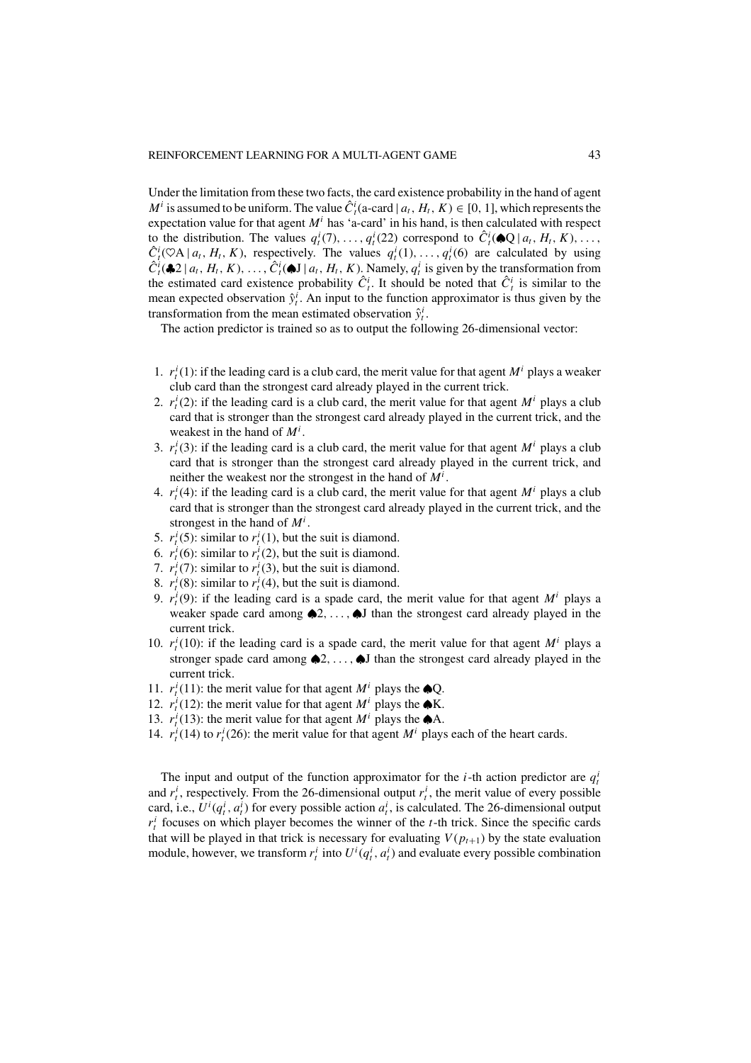Under the limitation from these two facts, the card existence probability in the hand of agent $M^i$ is assumed to be uniform. The value $\hat{C}^i_t(\text{a-card} \mid a_t, H_t, K) \in [0, 1]$, which represents the expectation value for that agent $M^i$ has 'a-card' in his hand, is then calculated with respect to the distribution. The values $q^i_t(7), \ldots, q^i_t(22)$ correspond to $\hat{C}^i_t(\spadesuit Q \mid a_t, H_t, K), \ldots, \hat{C}^i_t(\heartsuit A \mid a_t, H_t, K)$, respectively. The values $q^i_t(1), \ldots, q^i_t(6)$ are calculated by using $\hat{C}^i_t(\clubsuit 2 \mid a_t, H_t, K), \ldots, \hat{C}^i_t(\spadesuit J \mid a_t, H_t, K)$. Namely, $q^i_t$ is given by the transformation from the estimated card existence probability $\hat{C}^i_t$. It should be noted that $\hat{C}^i_t$ is similar to the mean expected observation $\hat{y}^i_t$. An input to the function approximator is thus given by the transformation from the mean estimated observation $\hat{y}^i_t$.

The action predictor is trained so as to output the following 26-dimensional vector:

1. $r^i_t(1)$: if the leading card is a club card, the merit value for that agent $M^i$ plays a weaker club card than the strongest card already played in the current trick.
2. $r^i_t(2)$: if the leading card is a club card, the merit value for that agent $M^i$ plays a club card that is stronger than the strongest card already played in the current trick, and the weakest in the hand of $M^i$.
3. $r^i_t(3)$: if the leading card is a club card, the merit value for that agent $M^i$ plays a club card that is stronger than the strongest card already played in the current trick, and neither the weakest nor the strongest in the hand of $M^i$.
4. $r^i_t(4)$: if the leading card is a club card, the merit value for that agent $M^i$ plays a club card that is stronger than the strongest card already played in the current trick, and the strongest in the hand of $M^i$.
5. $r^i_t(5)$: similar to $r^i_t(1)$, but the suit is diamond.
6. $r^i_t(6)$: similar to $r^i_t(2)$, but the suit is diamond.
7. $r^i_t(7)$: similar to $r^i_t(3)$, but the suit is diamond.
8. $r^i_t(8)$: similar to $r^i_t(4)$, but the suit is diamond.
9. $r^i_t(9)$: if the leading card is a spade card, the merit value for that agent $M^i$ plays a weaker spade card among $\spadesuit 2, \ldots, \spadesuit J$ than the strongest card already played in the current trick.
10. $r^i_t(10)$: if the leading card is a spade card, the merit value for that agent $M^i$ plays a stronger spade card among $\spadesuit 2, \ldots, \spadesuit J$ than the strongest card already played in the current trick.
11. $r^i_t(11)$: the merit value for that agent $M^i$ plays the $\spadesuit Q$.
12. $r^i_t(12)$: the merit value for that agent $M^i$ plays the $\spadesuit K$.
13. $r^i_t(13)$: the merit value for that agent $M^i$ plays the $\spadesuit A$.
14. $r^i_t(14)$ to $r^i_t(26)$: the merit value for that agent $M^i$ plays each of the heart cards.

The input and output of the function approximator for the $i$-th action predictor are $q^i_t$ and $r^i_t$, respectively. From the 26-dimensional output $r^i_t$, the merit value of every possible card, i.e., $U^i(q^i_t, a^i_t)$ for every possible action $a^i_t$, is calculated. The 26-dimensional output $r^i_t$ focuses on which player becomes the winner of the $t$-th trick. Since the specific cards that will be played in that trick is necessary for evaluating $V(p_{t+1})$ by the state evaluation module, however, we transform $r^i_t$ into $U^i(q^i_t, a^i_t)$ and evaluate every possible combination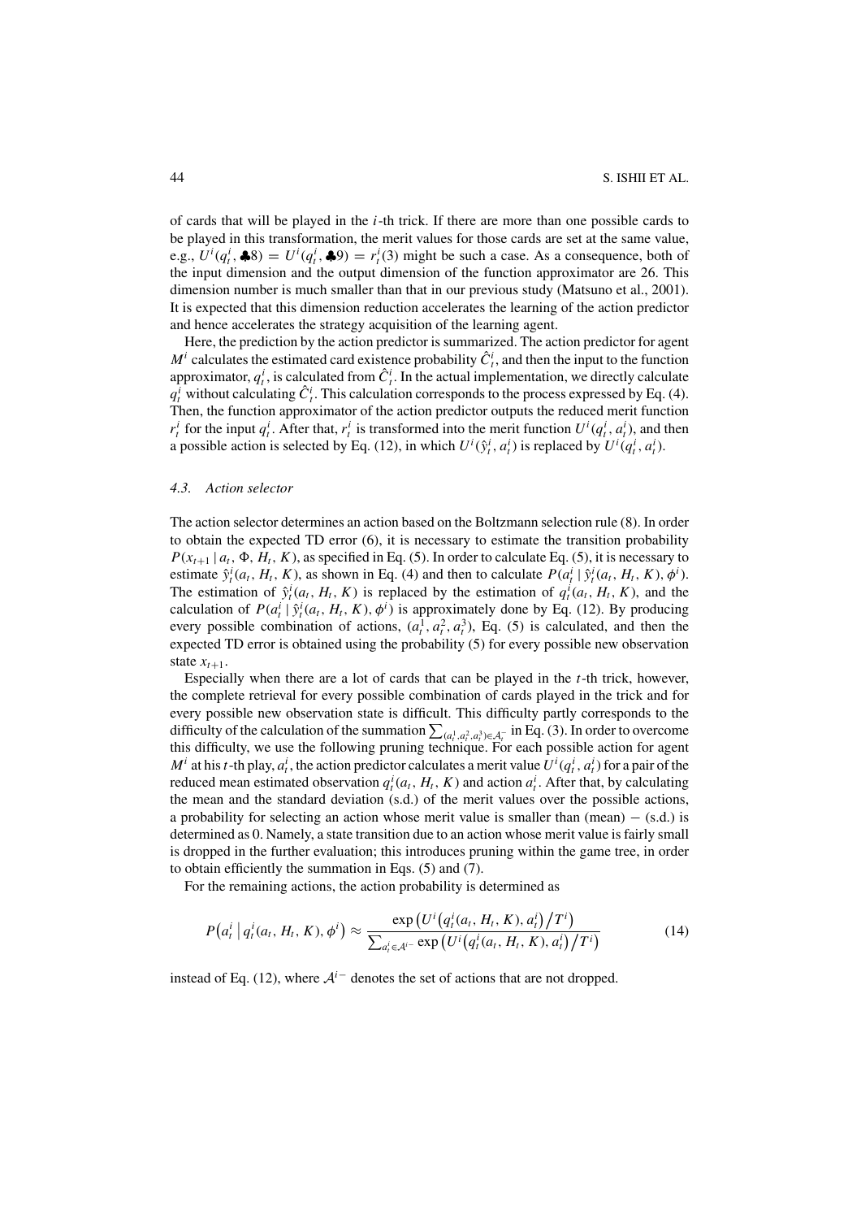of cards that will be played in the $i$-th trick. If there are more than one possible cards to be played in this transformation, the merit values for those cards are set at the same value, e.g., $U^i(q_t^i, \clubsuit 8) = U^i(q_t^i, \clubsuit 9) = r_t^i(3)$ might be such a case. As a consequence, both of the input dimension and the output dimension of the function approximator are 26. This dimension number is much smaller than that in our previous study (Matsuno et al., 2001). It is expected that this dimension reduction accelerates the learning of the action predictor and hence accelerates the strategy acquisition of the learning agent.

Here, the prediction by the action predictor is summarized. The action predictor for agent $M^i$ calculates the estimated card existence probability $\hat{C}_t^i$, and then the input to the function approximator, $q_t^i$, is calculated from $\hat{C}_t^i$. In the actual implementation, we directly calculate $q_t^i$ without calculating $\hat{C}_t^i$. This calculation corresponds to the process expressed by Eq. (4). Then, the function approximator of the action predictor outputs the reduced merit function $r_t^i$ for the input $q_t^i$. After that, $r_t^i$ is transformed into the merit function $U^i(q_t^i, a_t^i)$, and then a possible action is selected by Eq. (12), in which $U^i(\hat{y}_t^i, a_t^i)$ is replaced by $U^i(q_t^i, a_t^i)$.

### 4.3. Action selector

The action selector determines an action based on the Boltzmann selection rule (8). In order to obtain the expected TD error (6), it is necessary to estimate the transition probability $P(x_{t+1} \mid a_t, \Phi, H_t, K)$, as specified in Eq. (5). In order to calculate Eq. (5), it is necessary to estimate $\hat{y}_t^i(a_t, H_t, K)$, as shown in Eq. (4) and then to calculate $P(a_t^i \mid \hat{y}_t^i(a_t, H_t, K), \phi^i)$. The estimation of $\hat{y}_t^i(a_t, H_t, K)$ is replaced by the estimation of $q_t^i(a_t, H_t, K)$, and the calculation of $P(a_t^i \mid \hat{y}_t^i(a_t, H_t, K), \phi^i)$ is approximately done by Eq. (12). By producing every possible combination of actions, $(a_t^1, a_t^2, a_t^3)$, Eq. (5) is calculated, and then the expected TD error is obtained using the probability (5) for every possible new observation state $x_{t+1}$.

Especially when there are a lot of cards that can be played in the $t$-th trick, however, the complete retrieval for every possible combination of cards played in the trick and for every possible new observation state is difficult. This difficulty partly corresponds to the difficulty of the calculation of the summation $\sum_{(a_t^1, a_t^2, a_t^3) \in \mathcal{A}_t^-}$ in Eq. (3). In order to overcome this difficulty, we use the following pruning technique. For each possible action for agent $M^i$ at his $t$-th play, $a_t^i$, the action predictor calculates a merit value $U^i(q_t^i, a_t^i)$ for a pair of the reduced mean estimated observation $q_t^i(a_t, H_t, K)$ and action $a_t^i$. After that, by calculating the mean and the standard deviation (s.d.) of the merit values over the possible actions, a probability for selecting an action whose merit value is smaller than (mean) − (s.d.) is determined as 0. Namely, a state transition due to an action whose merit value is fairly small is dropped in the further evaluation; this introduces pruning within the game tree, in order to obtain efficiently the summation in Eqs. (5) and (7).

For the remaining actions, the action probability is determined as

$$P\left(a_t^i \mid q_t^i(a_t, H_t, K), \phi^i\right) \approx \frac{\exp\left(U^i\left(q_t^i(a_t, H_t, K), a_t^i\right) / T^i\right)}{\sum_{a_t^i \in \mathcal{A}^{i-}} \exp\left(U^i\left(q_t^i(a_t, H_t, K), a_t^i\right) / T^i\right)} \tag{14}$$

instead of Eq. (12), where $\mathcal{A}^{i-}$ denotes the set of actions that are not dropped.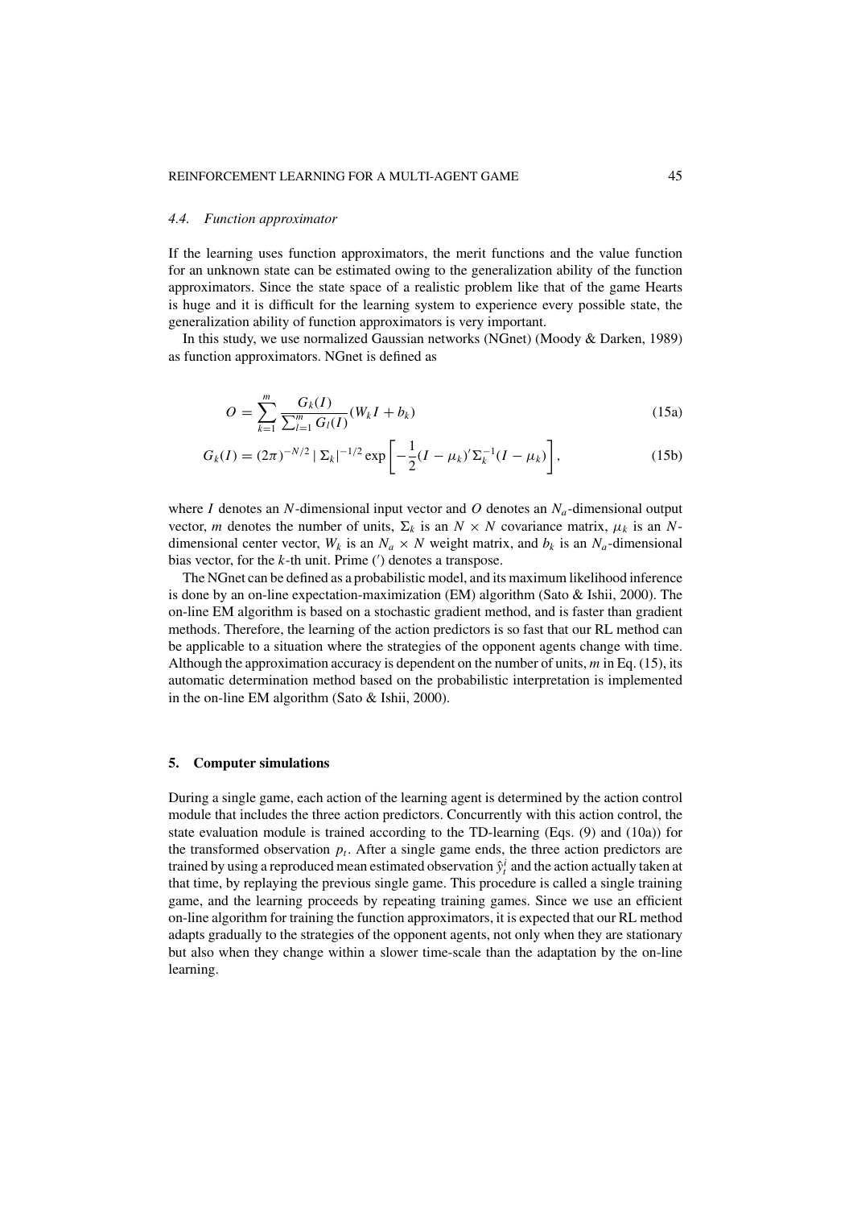### 4.4. Function approximator

If the learning uses function approximators, the merit functions and the value function for an unknown state can be estimated owing to the generalization ability of the function approximators. Since the state space of a realistic problem like that of the game Hearts is huge and it is difficult for the learning system to experience every possible state, the generalization ability of function approximators is very important.

In this study, we use normalized Gaussian networks (NGnet) (Moody & Darken, 1989) as function approximators. NGnet is defined as

$$O = \sum_{k=1}^{m} \frac{G_k(I)}{\sum_{l=1}^{m} G_l(I)} (W_k I + b_k) \tag{15a}$$

$$G_k(I) = (2\pi)^{-N/2} \mid \Sigma_k \mid^{-1/2} \exp\left[ -\frac{1}{2}(I - \mu_k)' \Sigma_k^{-1} (I - \mu_k) \right], \tag{15b}$$

where $I$ denotes an $N$-dimensional input vector and $O$ denotes an $N_a$-dimensional output vector, $m$ denotes the number of units, $\Sigma_k$ is an $N \times N$ covariance matrix, $\mu_k$ is an $N$-dimensional center vector, $W_k$ is an $N_a \times N$ weight matrix, and $b_k$ is an $N_a$-dimensional bias vector, for the $k$-th unit. Prime ($'$) denotes a transpose.

The NGnet can be defined as a probabilistic model, and its maximum likelihood inference is done by an on-line expectation-maximization (EM) algorithm (Sato & Ishii, 2000). The on-line EM algorithm is based on a stochastic gradient method, and is faster than gradient methods. Therefore, the learning of the action predictors is so fast that our RL method can be applicable to a situation where the strategies of the opponent agents change with time. Although the approximation accuracy is dependent on the number of units, $m$ in Eq. (15), its automatic determination method based on the probabilistic interpretation is implemented in the on-line EM algorithm (Sato & Ishii, 2000).

## 5. Computer simulations

During a single game, each action of the learning agent is determined by the action control module that includes the three action predictors. Concurrently with this action control, the state evaluation module is trained according to the TD-learning (Eqs. (9) and (10a)) for the transformed observation $p_t$. After a single game ends, the three action predictors are trained by using a reproduced mean estimated observation $\hat{y}_t^i$ and the action actually taken at that time, by replaying the previous single game. This procedure is called a single training game, and the learning proceeds by repeating training games. Since we use an efficient on-line algorithm for training the function approximators, it is expected that our RL method adapts gradually to the strategies of the opponent agents, not only when they are stationary but also when they change within a slower time-scale than the adaptation by the on-line learning.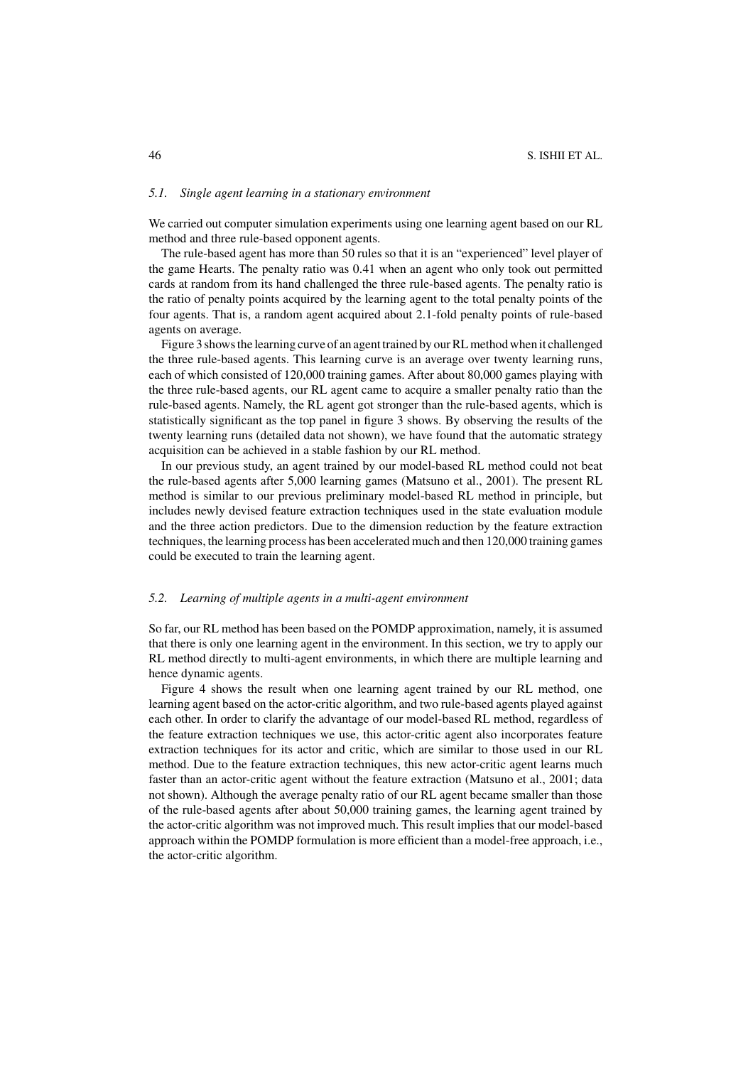### *5.1. Single agent learning in a stationary environment*

We carried out computer simulation experiments using one learning agent based on our RL method and three rule-based opponent agents.

The rule-based agent has more than 50 rules so that it is an "experienced" level player of the game Hearts. The penalty ratio was 0.41 when an agent who only took out permitted cards at random from its hand challenged the three rule-based agents. The penalty ratio is the ratio of penalty points acquired by the learning agent to the total penalty points of the four agents. That is, a random agent acquired about 2.1-fold penalty points of rule-based agents on average.

Figure 3 shows the learning curve of an agent trained by our RL method when it challenged the three rule-based agents. This learning curve is an average over twenty learning runs, each of which consisted of 120,000 training games. After about 80,000 games playing with the three rule-based agents, our RL agent came to acquire a smaller penalty ratio than the rule-based agents. Namely, the RL agent got stronger than the rule-based agents, which is statistically significant as the top panel in figure 3 shows. By observing the results of the twenty learning runs (detailed data not shown), we have found that the automatic strategy acquisition can be achieved in a stable fashion by our RL method.

In our previous study, an agent trained by our model-based RL method could not beat the rule-based agents after 5,000 learning games (Matsuno et al., 2001). The present RL method is similar to our previous preliminary model-based RL method in principle, but includes newly devised feature extraction techniques used in the state evaluation module and the three action predictors. Due to the dimension reduction by the feature extraction techniques, the learning process has been accelerated much and then 120,000 training games could be executed to train the learning agent.

### *5.2. Learning of multiple agents in a multi-agent environment*

So far, our RL method has been based on the POMDP approximation, namely, it is assumed that there is only one learning agent in the environment. In this section, we try to apply our RL method directly to multi-agent environments, in which there are multiple learning and hence dynamic agents.

Figure 4 shows the result when one learning agent trained by our RL method, one learning agent based on the actor-critic algorithm, and two rule-based agents played against each other. In order to clarify the advantage of our model-based RL method, regardless of the feature extraction techniques we use, this actor-critic agent also incorporates feature extraction techniques for its actor and critic, which are similar to those used in our RL method. Due to the feature extraction techniques, this new actor-critic agent learns much faster than an actor-critic agent without the feature extraction (Matsuno et al., 2001; data not shown). Although the average penalty ratio of our RL agent became smaller than those of the rule-based agents after about 50,000 training games, the learning agent trained by the actor-critic algorithm was not improved much. This result implies that our model-based approach within the POMDP formulation is more efficient than a model-free approach, i.e., the actor-critic algorithm.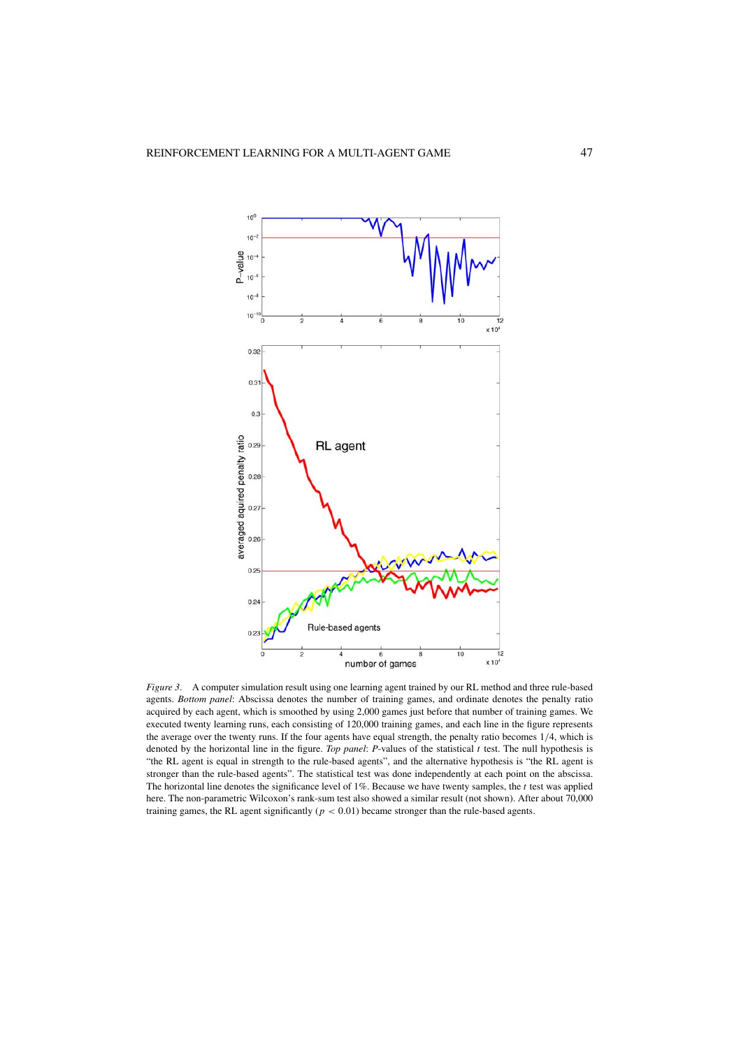*Figure 3*. A computer simulation result using one learning agent trained by our RL method and three rule-based agents. *Bottom panel*: Abscissa denotes the number of training games, and ordinate denotes the penalty ratio acquired by each agent, which is smoothed by using 2,000 games just before that number of training games. We executed twenty learning runs, each consisting of 120,000 training games, and each line in the figure represents the average over the twenty runs. If the four agents have equal strength, the penalty ratio becomes 1/4, which is denoted by the horizontal line in the figure. *Top panel*: *P*-values of the statistical *t* test. The null hypothesis is "the RL agent is equal in strength to the rule-based agents", and the alternative hypothesis is "the RL agent is stronger than the rule-based agents". The statistical test was done independently at each point on the abscissa. The horizontal line denotes the significance level of 1%. Because we have twenty samples, the *t* test was applied here. The non-parametric Wilcoxon's rank-sum test also showed a similar result (not shown). After about 70,000 training games, the RL agent significantly ($p < 0.01$) became stronger than the rule-based agents.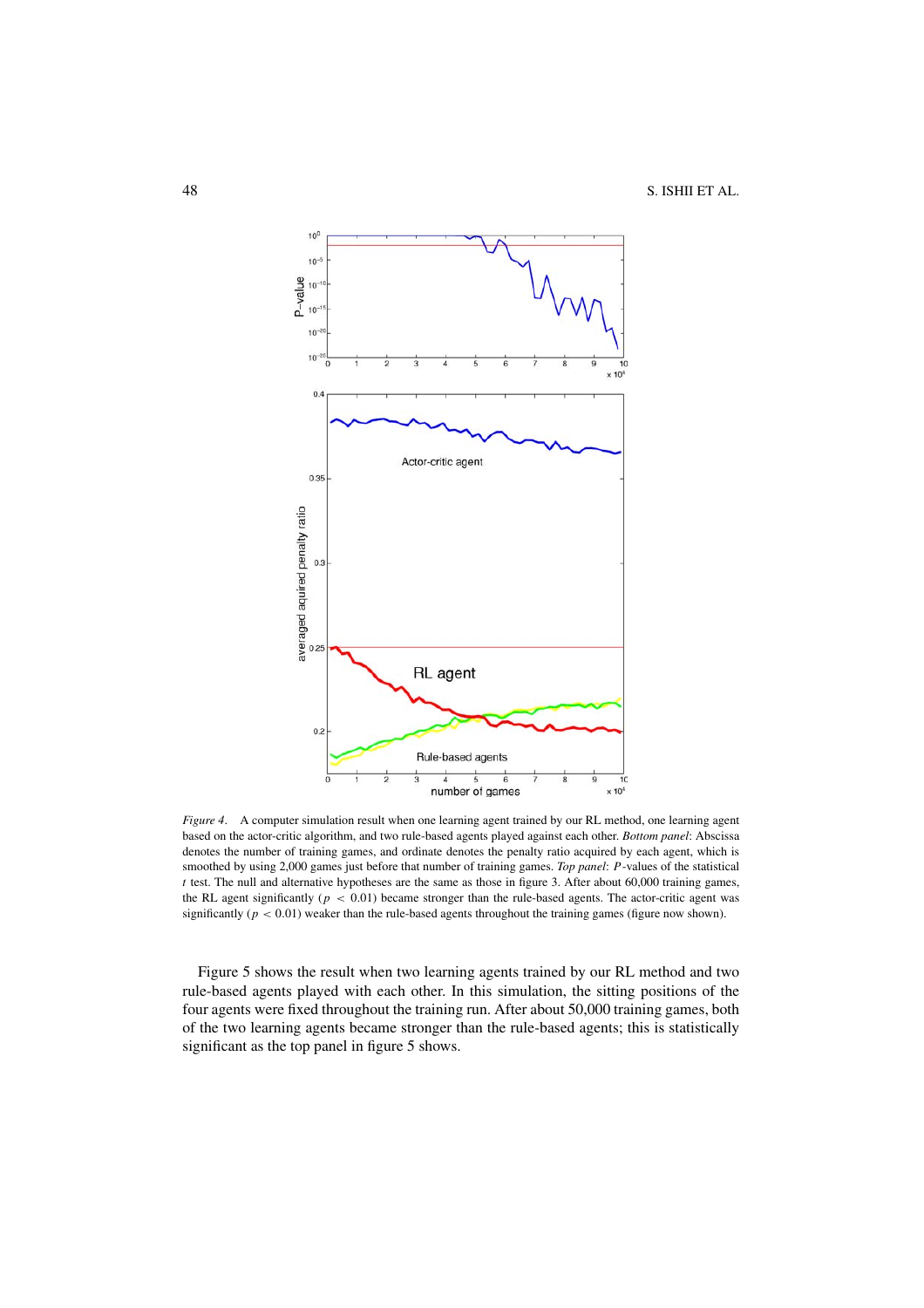*Figure 4*. A computer simulation result when one learning agent trained by our RL method, one learning agent based on the actor-critic algorithm, and two rule-based agents played against each other. *Bottom panel*: Abscissa denotes the number of training games, and ordinate denotes the penalty ratio acquired by each agent, which is smoothed by using 2,000 games just before that number of training games. *Top panel*: $P$-values of the statistical $t$ test. The null and alternative hypotheses are the same as those in figure 3. After about 60,000 training games, the RL agent significantly ($p < 0.01$) became stronger than the rule-based agents. The actor-critic agent was significantly ($p < 0.01$) weaker than the rule-based agents throughout the training games (figure now shown).

Figure 5 shows the result when two learning agents trained by our RL method and two rule-based agents played with each other. In this simulation, the sitting positions of the four agents were fixed throughout the training run. After about 50,000 training games, both of the two learning agents became stronger than the rule-based agents; this is statistically significant as the top panel in figure 5 shows.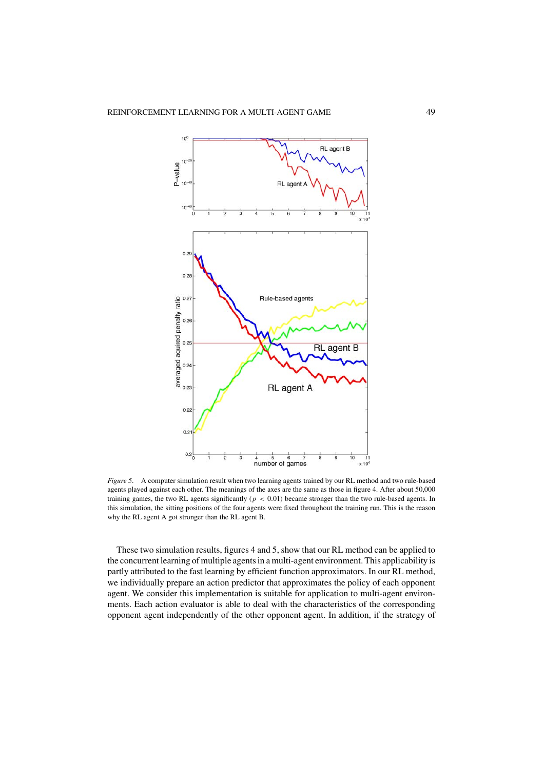*Figure 5.* A computer simulation result when two learning agents trained by our RL method and two rule-based agents played against each other. The meanings of the axes are the same as those in figure 4. After about 50,000 training games, the two RL agents significantly ($p < 0.01$) became stronger than the two rule-based agents. In this simulation, the sitting positions of the four agents were fixed throughout the training run. This is the reason why the RL agent A got stronger than the RL agent B.

These two simulation results, figures 4 and 5, show that our RL method can be applied to the concurrent learning of multiple agents in a multi-agent environment. This applicability is partly attributed to the fast learning by efficient function approximators. In our RL method, we individually prepare an action predictor that approximates the policy of each opponent agent. We consider this implementation is suitable for application to multi-agent environments. Each action evaluator is able to deal with the characteristics of the corresponding opponent agent independently of the other opponent agent. In addition, if the strategy of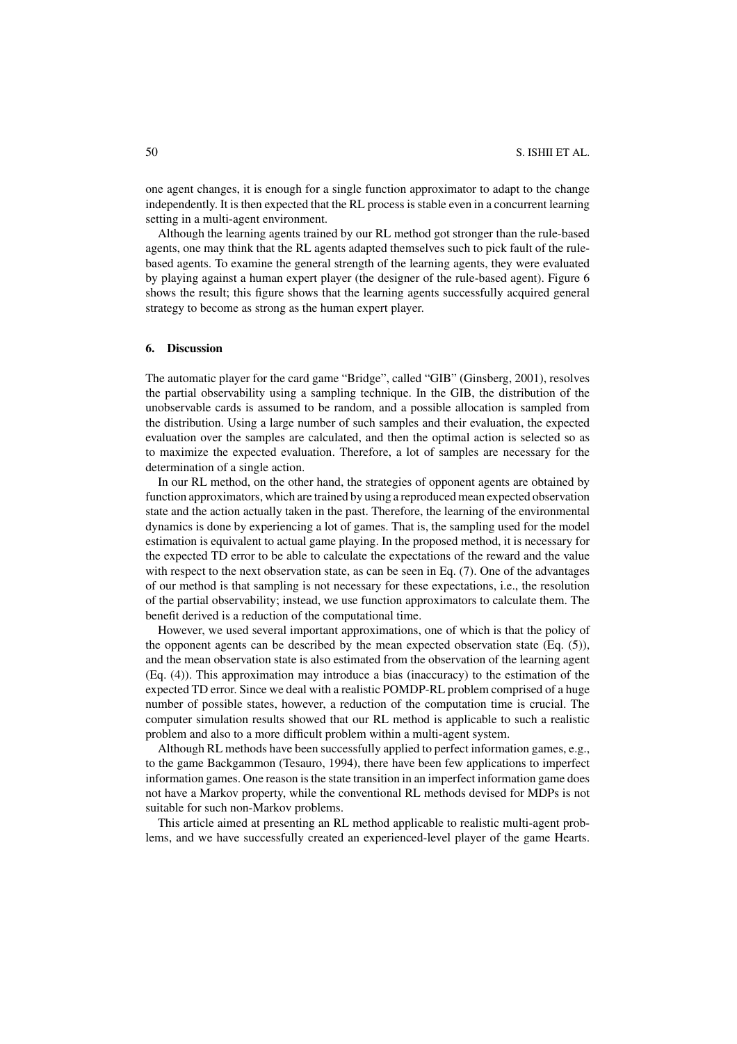one agent changes, it is enough for a single function approximator to adapt to the change independently. It is then expected that the RL process is stable even in a concurrent learning setting in a multi-agent environment.

Although the learning agents trained by our RL method got stronger than the rule-based agents, one may think that the RL agents adapted themselves such to pick fault of the rule-based agents. To examine the general strength of the learning agents, they were evaluated by playing against a human expert player (the designer of the rule-based agent). Figure 6 shows the result; this figure shows that the learning agents successfully acquired general strategy to become as strong as the human expert player.

## 6. Discussion

The automatic player for the card game "Bridge", called "GIB" (Ginsberg, 2001), resolves the partial observability using a sampling technique. In the GIB, the distribution of the unobservable cards is assumed to be random, and a possible allocation is sampled from the distribution. Using a large number of such samples and their evaluation, the expected evaluation over the samples are calculated, and then the optimal action is selected so as to maximize the expected evaluation. Therefore, a lot of samples are necessary for the determination of a single action.

In our RL method, on the other hand, the strategies of opponent agents are obtained by function approximators, which are trained by using a reproduced mean expected observation state and the action actually taken in the past. Therefore, the learning of the environmental dynamics is done by experiencing a lot of games. That is, the sampling used for the model estimation is equivalent to actual game playing. In the proposed method, it is necessary for the expected TD error to be able to calculate the expectations of the reward and the value with respect to the next observation state, as can be seen in Eq. (7). One of the advantages of our method is that sampling is not necessary for these expectations, i.e., the resolution of the partial observability; instead, we use function approximators to calculate them. The benefit derived is a reduction of the computational time.

However, we used several important approximations, one of which is that the policy of the opponent agents can be described by the mean expected observation state (Eq. (5)), and the mean observation state is also estimated from the observation of the learning agent (Eq. (4)). This approximation may introduce a bias (inaccuracy) to the estimation of the expected TD error. Since we deal with a realistic POMDP-RL problem comprised of a huge number of possible states, however, a reduction of the computation time is crucial. The computer simulation results showed that our RL method is applicable to such a realistic problem and also to a more difficult problem within a multi-agent system.

Although RL methods have been successfully applied to perfect information games, e.g., to the game Backgammon (Tesauro, 1994), there have been few applications to imperfect information games. One reason is the state transition in an imperfect information game does not have a Markov property, while the conventional RL methods devised for MDPs is not suitable for such non-Markov problems.

This article aimed at presenting an RL method applicable to realistic multi-agent problems, and we have successfully created an experienced-level player of the game Hearts.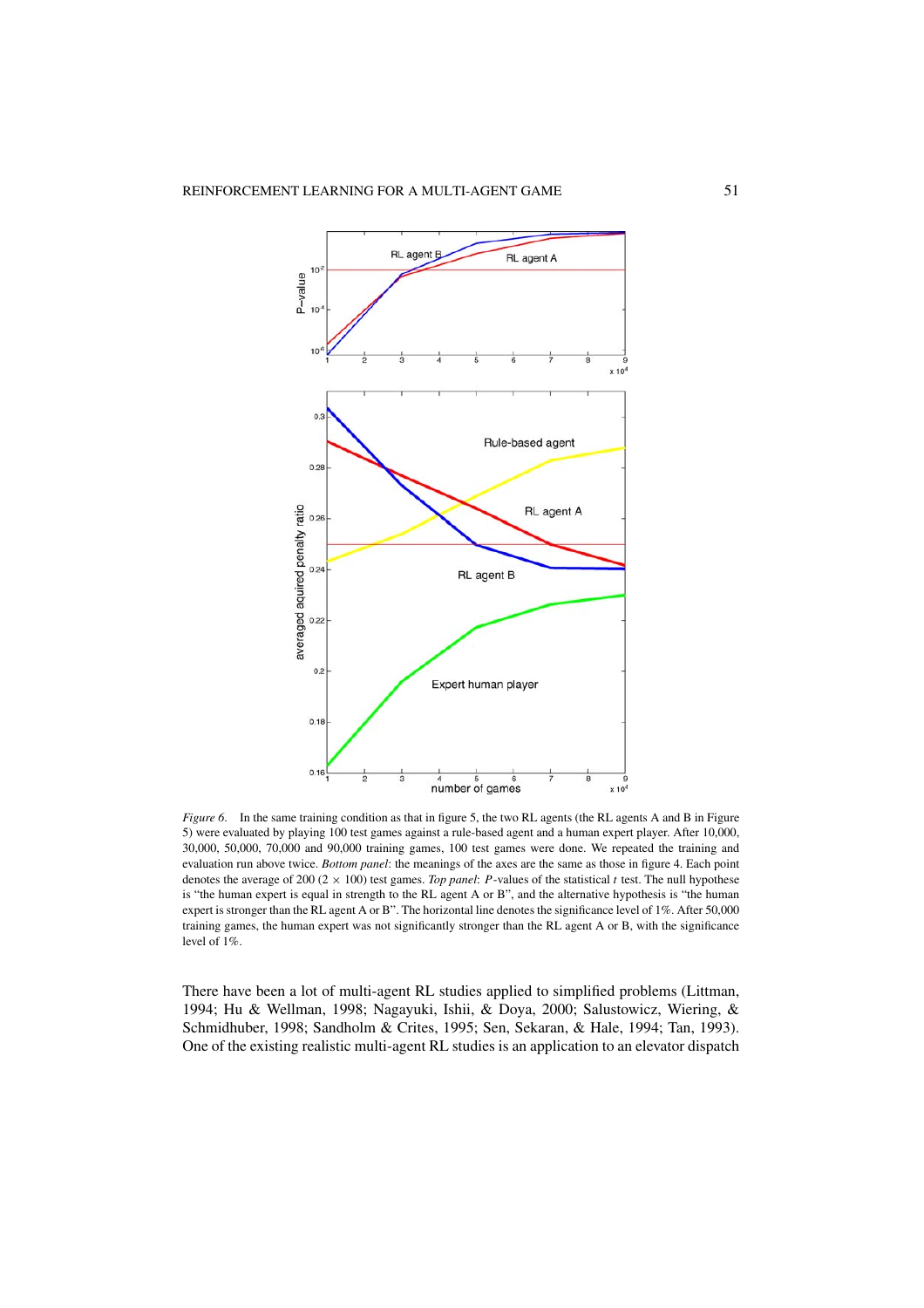*Figure 6*. In the same training condition as that in figure 5, the two RL agents (the RL agents A and B in Figure 5) were evaluated by playing 100 test games against a rule-based agent and a human expert player. After 10,000, 30,000, 50,000, 70,000 and 90,000 training games, 100 test games were done. We repeated the training and evaluation run above twice. *Bottom panel*: the meanings of the axes are the same as those in figure 4. Each point denotes the average of 200 ($2 \times 100$) test games. *Top panel*: $P$-values of the statistical $t$ test. The null hypothese is "the human expert is equal in strength to the RL agent A or B", and the alternative hypothesis is "the human expert is stronger than the RL agent A or B". The horizontal line denotes the significance level of 1%. After 50,000 training games, the human expert was not significantly stronger than the RL agent A or B, with the significance level of 1%.

There have been a lot of multi-agent RL studies applied to simplified problems (Littman, 1994; Hu & Wellman, 1998; Nagayuki, Ishii, & Doya, 2000; Salustowicz, Wiering, & Schmidhuber, 1998; Sandholm & Crites, 1995; Sen, Sekaran, & Hale, 1994; Tan, 1993). One of the existing realistic multi-agent RL studies is an application to an elevator dispatch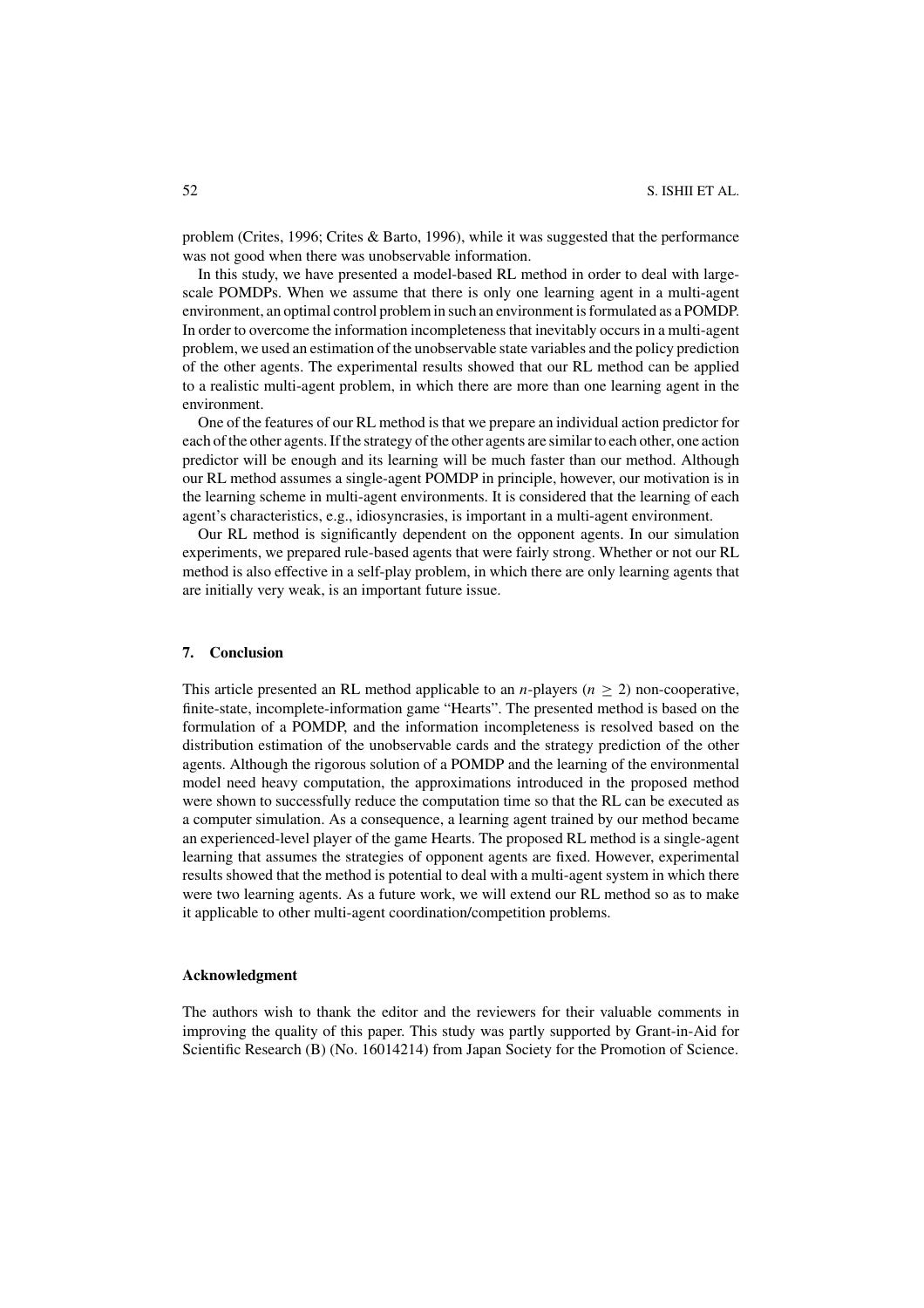problem (Crites, 1996; Crites & Barto, 1996), while it was suggested that the performance was not good when there was unobservable information.

In this study, we have presented a model-based RL method in order to deal with large-scale POMDPs. When we assume that there is only one learning agent in a multi-agent environment, an optimal control problem in such an environment is formulated as a POMDP. In order to overcome the information incompleteness that inevitably occurs in a multi-agent problem, we used an estimation of the unobservable state variables and the policy prediction of the other agents. The experimental results showed that our RL method can be applied to a realistic multi-agent problem, in which there are more than one learning agent in the environment.

One of the features of our RL method is that we prepare an individual action predictor for each of the other agents. If the strategy of the other agents are similar to each other, one action predictor will be enough and its learning will be much faster than our method. Although our RL method assumes a single-agent POMDP in principle, however, our motivation is in the learning scheme in multi-agent environments. It is considered that the learning of each agent's characteristics, e.g., idiosyncrasies, is important in a multi-agent environment.

Our RL method is significantly dependent on the opponent agents. In our simulation experiments, we prepared rule-based agents that were fairly strong. Whether or not our RL method is also effective in a self-play problem, in which there are only learning agents that are initially very weak, is an important future issue.

## 7. Conclusion

This article presented an RL method applicable to an $n$-players ($n \geq 2$) non-cooperative, finite-state, incomplete-information game "Hearts". The presented method is based on the formulation of a POMDP, and the information incompleteness is resolved based on the distribution estimation of the unobservable cards and the strategy prediction of the other agents. Although the rigorous solution of a POMDP and the learning of the environmental model need heavy computation, the approximations introduced in the proposed method were shown to successfully reduce the computation time so that the RL can be executed as a computer simulation. As a consequence, a learning agent trained by our method became an experienced-level player of the game Hearts. The proposed RL method is a single-agent learning that assumes the strategies of opponent agents are fixed. However, experimental results showed that the method is potential to deal with a multi-agent system in which there were two learning agents. As a future work, we will extend our RL method so as to make it applicable to other multi-agent coordination/competition problems.

## Acknowledgment

The authors wish to thank the editor and the reviewers for their valuable comments in improving the quality of this paper. This study was partly supported by Grant-in-Aid for Scientific Research (B) (No. 16014214) from Japan Society for the Promotion of Science.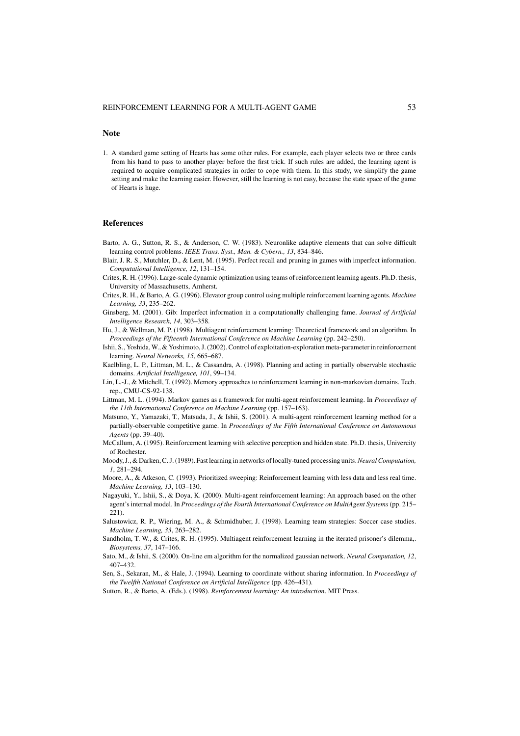## Note

1. A standard game setting of Hearts has some other rules. For example, each player selects two or three cards from his hand to pass to another player before the first trick. If such rules are added, the learning agent is required to acquire complicated strategies in order to cope with them. In this study, we simplify the game setting and make the learning easier. However, still the learning is not easy, because the state space of the game of Hearts is huge.

## References

Barto, A. G., Sutton, R. S., & Anderson, C. W. (1983). Neuronlike adaptive elements that can solve difficult learning control problems. *IEEE Trans. Syst., Man. & Cybern., 13*, 834–846.

Blair, J. R. S., Mutchler, D., & Lent, M. (1995). Perfect recall and pruning in games with imperfect information. *Computational Intelligence, 12*, 131–154.

Crites, R. H. (1996). Large-scale dynamic optimization using teams of reinforcement learning agents. Ph.D. thesis, University of Massachusetts, Amherst.

Crites, R. H., & Barto, A. G. (1996). Elevator group control using multiple reinforcement learning agents. *Machine Learning, 33*, 235–262.

Ginsberg, M. (2001). Gib: Imperfect information in a computationally challenging fame. *Journal of Artificial Intelligence Research, 14*, 303–358.

Hu, J., & Wellman, M. P. (1998). Multiagent reinforcement learning: Theoretical framework and an algorithm. In *Proceedings of the Fifteenth International Conference on Machine Learning* (pp. 242–250).

Ishii, S., Yoshida, W., & Yoshimoto, J. (2002). Control of exploitation-exploration meta-parameter in reinforcement learning. *Neural Networks, 15*, 665–687.

Kaelbling, L. P., Littman, M. L., & Cassandra, A. (1998). Planning and acting in partially observable stochastic domains. *Artificial Intelligence, 101*, 99–134.

Lin, L.-J., & Mitchell, T. (1992). Memory approaches to reinforcement learning in non-markovian domains. Tech. rep., CMU-CS-92-138.

Littman, M. L. (1994). Markov games as a framework for multi-agent reinforcement learning. In *Proceedings of the 11th International Conference on Machine Learning* (pp. 157–163).

Matsuno, Y., Yamazaki, T., Matsuda, J., & Ishii, S. (2001). A multi-agent reinforcement learning method for a partially-observable competitive game. In *Proceedings of the Fifth International Conference on Autonomous Agents* (pp. 39–40).

McCallum, A. (1995). Reinforcement learning with selective perception and hidden state. Ph.D. thesis, Univercity of Rochester.

Moody, J., & Darken, C. J. (1989). Fast learning in networks of locally-tuned processing units. *Neural Computation, 1*, 281–294.

Moore, A., & Atkeson, C. (1993). Prioritized sweeping: Reinforcement learning with less data and less real time. *Machine Learning, 13*, 103–130.

Nagayuki, Y., Ishii, S., & Doya, K. (2000). Multi-agent reinforcement learning: An approach based on the other agent's internal model. In *Proceedings of the Fourth International Conference on MultiAgent Systems* (pp. 215–221).

Salustowicz, R. P., Wiering, M. A., & Schmidhuber, J. (1998). Learning team strategies: Soccer case studies. *Machine Learning, 33*, 263–282.

Sandholm, T. W., & Crites, R. H. (1995). Multiagent reinforcement learning in the iterated prisoner's dilemma,. *Biosystems, 37*, 147–166.

Sato, M., & Ishii, S. (2000). On-line em algorithm for the normalized gaussian network. *Neural Computation, 12*, 407–432.

Sen, S., Sekaran, M., & Hale, J. (1994). Learning to coordinate without sharing information. In *Proceedings of the Twelfth National Conference on Artificial Intelligence* (pp. 426–431).

Sutton, R., & Barto, A. (Eds.). (1998). *Reinforcement learning: An introduction*. MIT Press.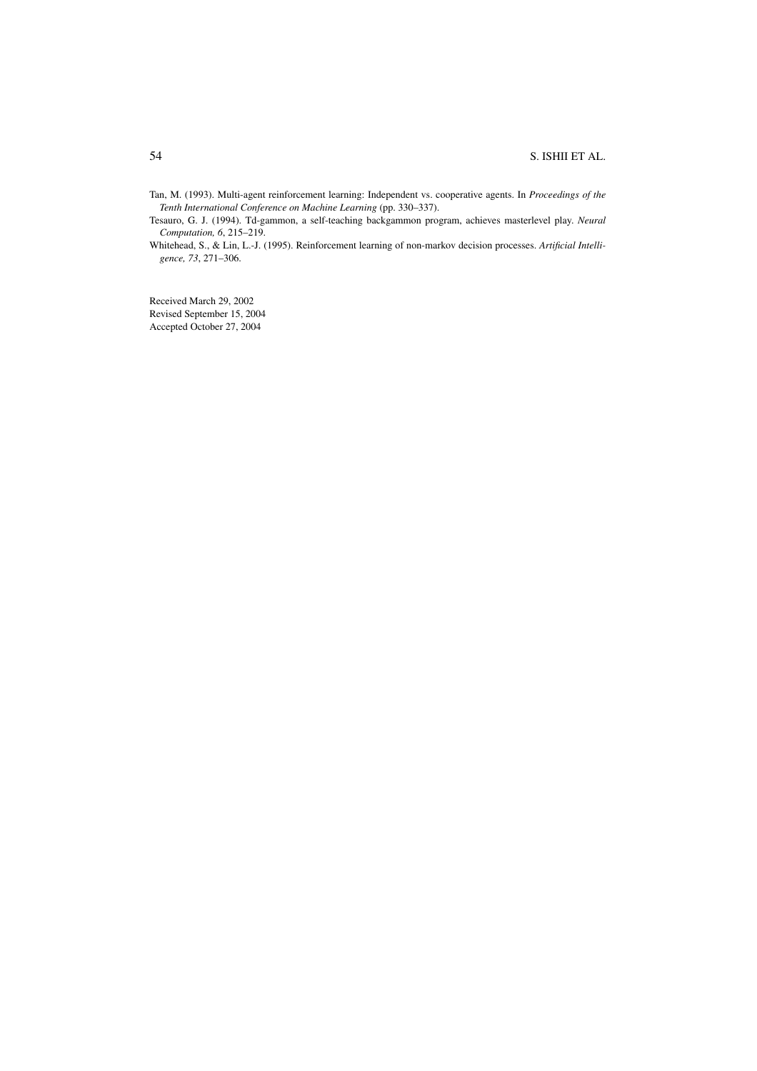Tan, M. (1993). Multi-agent reinforcement learning: Independent vs. cooperative agents. In *Proceedings of the Tenth International Conference on Machine Learning* (pp. 330–337).

Tesauro, G. J. (1994). Td-gammon, a self-teaching backgammon program, achieves masterlevel play. *Neural Computation, 6*, 215–219.

Whitehead, S., & Lin, L.-J. (1995). Reinforcement learning of non-markov decision processes. *Artificial Intelligence, 73*, 271–306.

Received March 29, 2002
Revised September 15, 2004
Accepted October 27, 2004